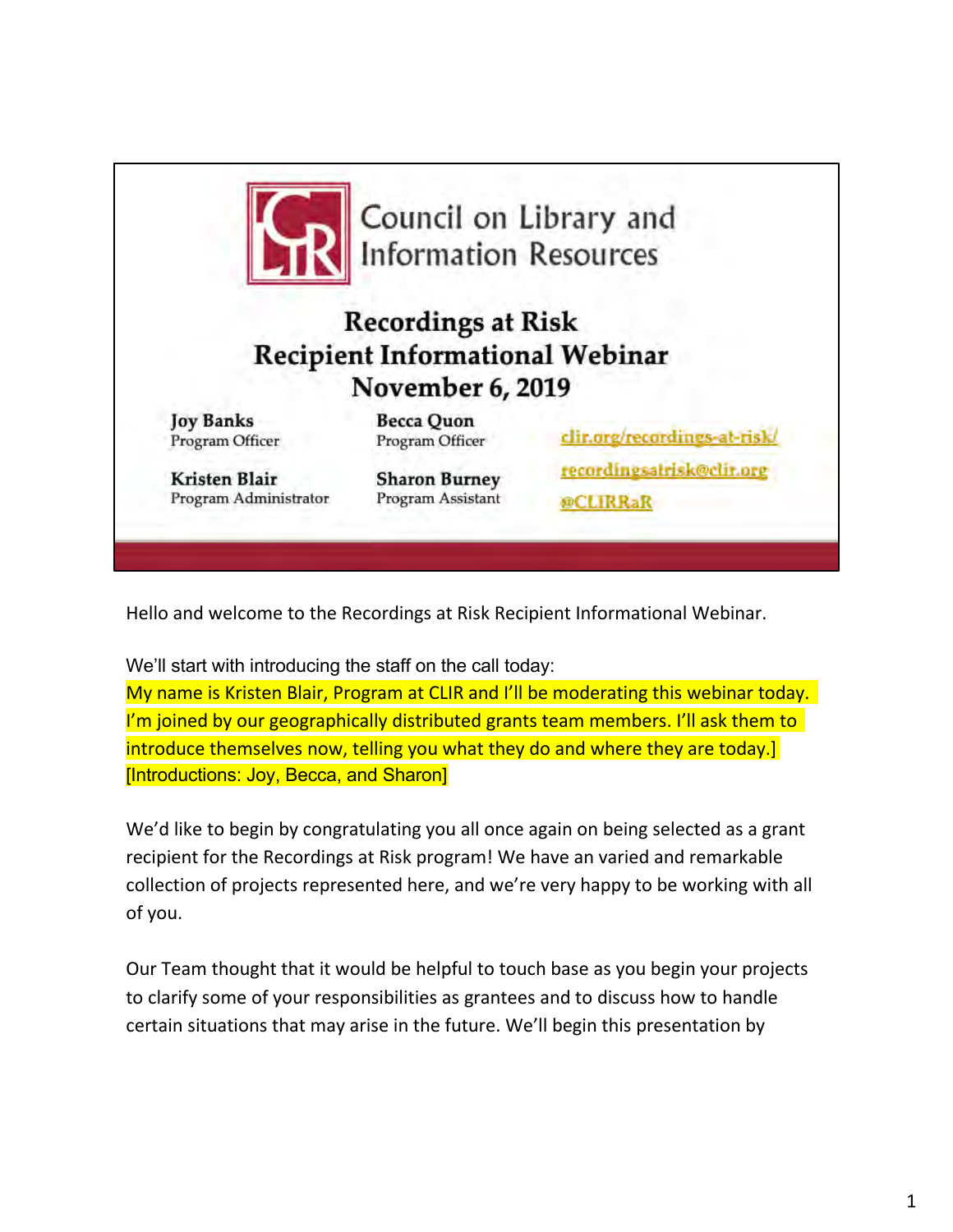# Council on Library and Information Resources

## Recordings at Risk
## Recipient Informational Webinar
## November 6, 2019

**Joy Banks**
Program Officer

**Becca Quon**
Program Officer

**Kristen Blair**
Program Administrator

**Sharon Burney**
Program Assistant

clir.org/recordings-at-risk/
recordingsatrisk@clir.org
@CLIRRaR

Hello and welcome to the Recordings at Risk Recipient Informational Webinar.

We'll start with introducing the staff on the call today:
My name is Kristen Blair, Program at CLIR and I'll be moderating this webinar today. I'm joined by our geographically distributed grants team members. I'll ask them to introduce themselves now, telling you what they do and where they are today.]
[Introductions: Joy, Becca, and Sharon]

We'd like to begin by congratulating you all once again on being selected as a grant recipient for the Recordings at Risk program! We have an varied and remarkable collection of projects represented here, and we're very happy to be working with all of you.

Our Team thought that it would be helpful to touch base as you begin your projects to clarify some of your responsibilities as grantees and to discuss how to handle certain situations that may arise in the future. We'll begin this presentation by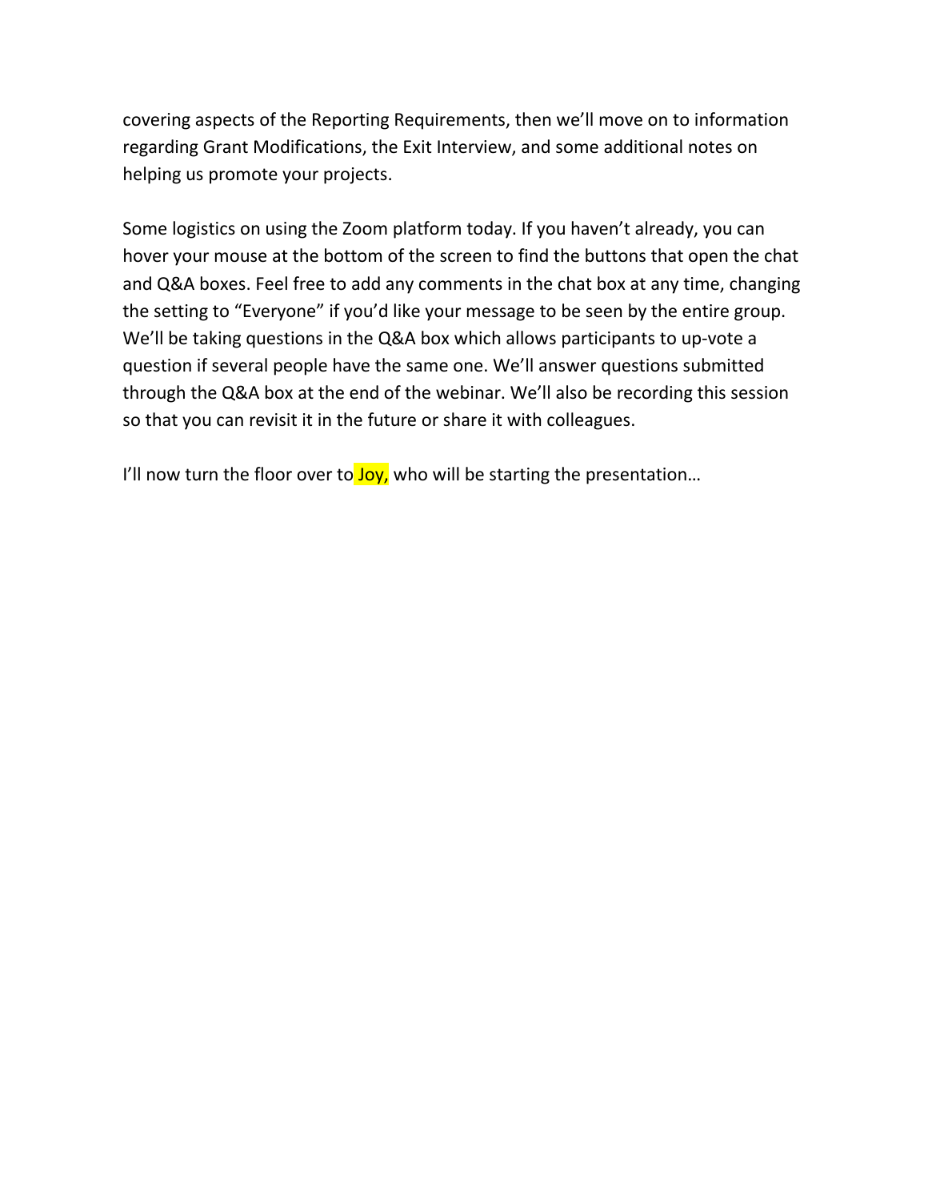covering aspects of the Reporting Requirements, then we'll move on to information regarding Grant Modifications, the Exit Interview, and some additional notes on helping us promote your projects.

Some logistics on using the Zoom platform today. If you haven't already, you can hover your mouse at the bottom of the screen to find the buttons that open the chat and Q&A boxes. Feel free to add any comments in the chat box at any time, changing the setting to "Everyone" if you'd like your message to be seen by the entire group. We'll be taking questions in the Q&A box which allows participants to up-vote a question if several people have the same one. We'll answer questions submitted through the Q&A box at the end of the webinar. We'll also be recording this session so that you can revisit it in the future or share it with colleagues.

I'll now turn the floor over to Joy, who will be starting the presentation…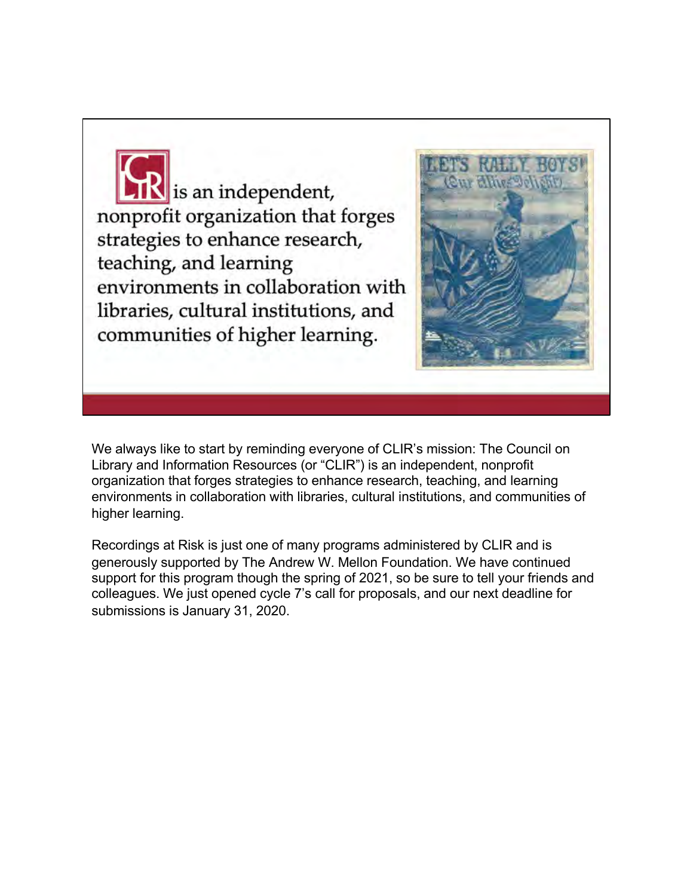CLIR is an independent, nonprofit organization that forges strategies to enhance research, teaching, and learning environments in collaboration with libraries, cultural institutions, and communities of higher learning.

We always like to start by reminding everyone of CLIR's mission: The Council on Library and Information Resources (or "CLIR") is an independent, nonprofit organization that forges strategies to enhance research, teaching, and learning environments in collaboration with libraries, cultural institutions, and communities of higher learning.

Recordings at Risk is just one of many programs administered by CLIR and is generously supported by The Andrew W. Mellon Foundation. We have continued support for this program though the spring of 2021, so be sure to tell your friends and colleagues. We just opened cycle 7's call for proposals, and our next deadline for submissions is January 31, 2020.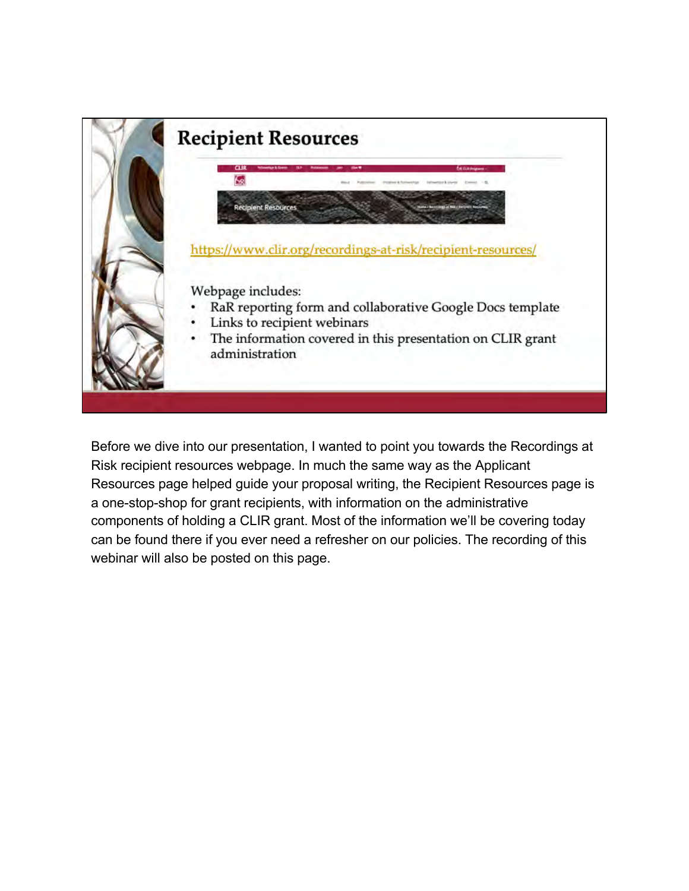## Recipient Resources

https://www.clir.org/recordings-at-risk/recipient-resources/

Webpage includes:

- RaR reporting form and collaborative Google Docs template
- Links to recipient webinars
- The information covered in this presentation on CLIR grant administration

Before we dive into our presentation, I wanted to point you towards the Recordings at Risk recipient resources webpage. In much the same way as the Applicant Resources page helped guide your proposal writing, the Recipient Resources page is a one-stop-shop for grant recipients, with information on the administrative components of holding a CLIR grant. Most of the information we'll be covering today can be found there if you ever need a refresher on our policies. The recording of this webinar will also be posted on this page.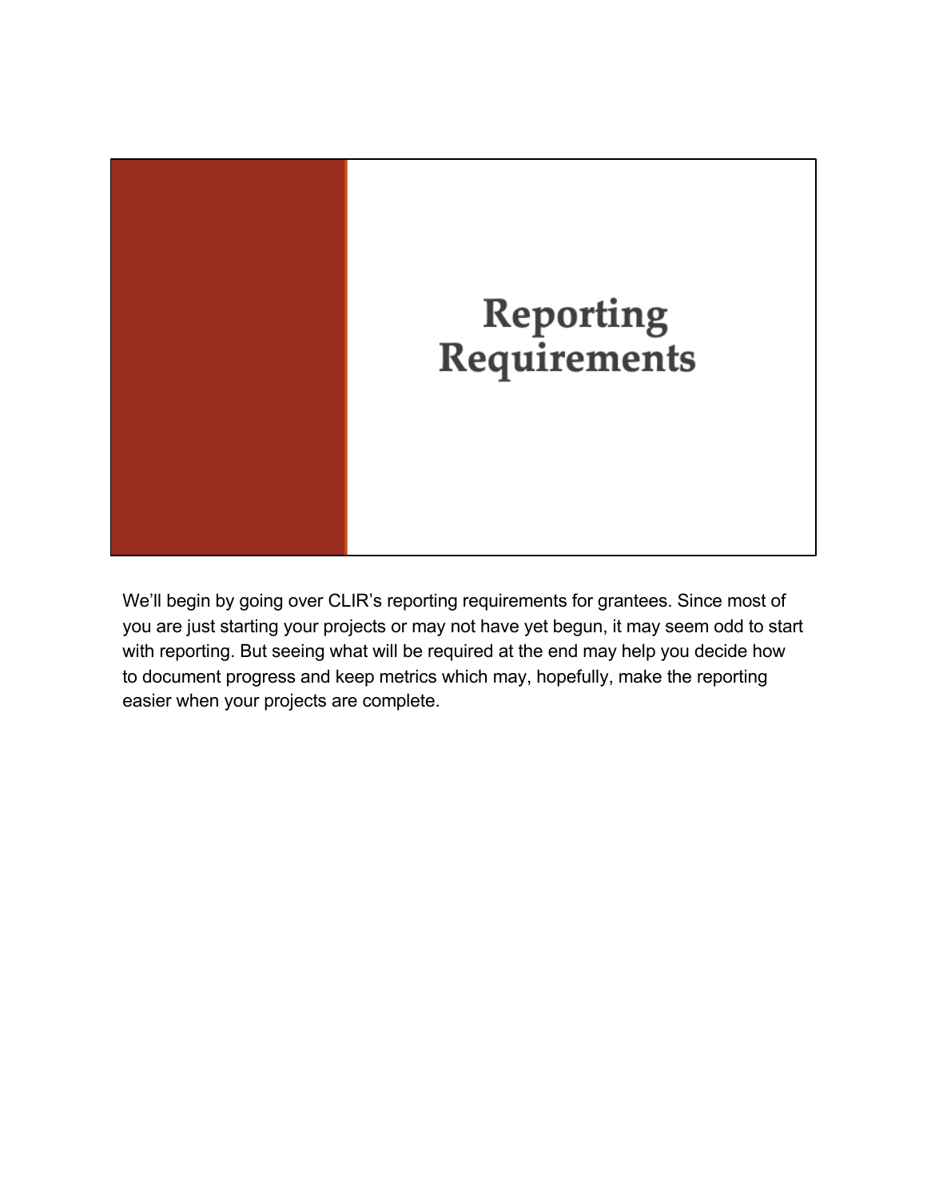# Reporting Requirements

We'll begin by going over CLIR's reporting requirements for grantees. Since most of you are just starting your projects or may not have yet begun, it may seem odd to start with reporting. But seeing what will be required at the end may help you decide how to document progress and keep metrics which may, hopefully, make the reporting easier when your projects are complete.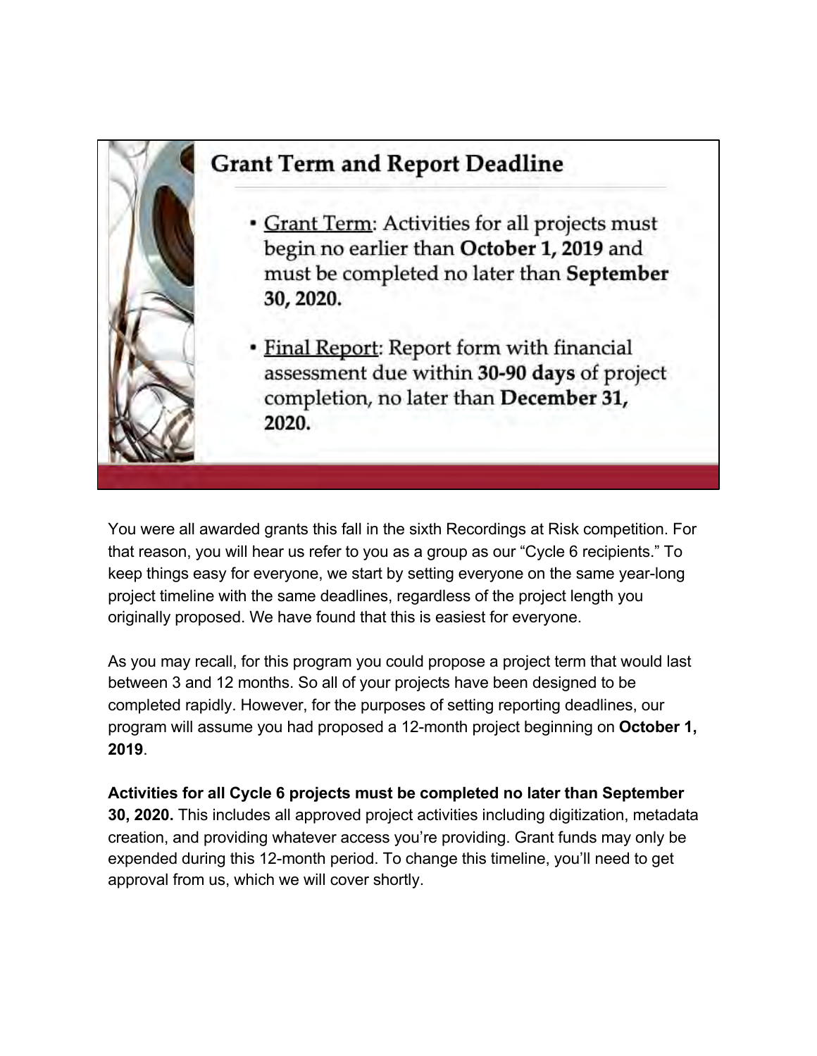## Grant Term and Report Deadline

- Grant Term: Activities for all projects must begin no earlier than **October 1, 2019** and must be completed no later than **September 30, 2020.**
- Final Report: Report form with financial assessment due within **30-90 days** of project completion, no later than **December 31, 2020.**

You were all awarded grants this fall in the sixth Recordings at Risk competition. For that reason, you will hear us refer to you as a group as our "Cycle 6 recipients." To keep things easy for everyone, we start by setting everyone on the same year-long project timeline with the same deadlines, regardless of the project length you originally proposed. We have found that this is easiest for everyone.

As you may recall, for this program you could propose a project term that would last between 3 and 12 months. So all of your projects have been designed to be completed rapidly. However, for the purposes of setting reporting deadlines, our program will assume you had proposed a 12-month project beginning on **October 1, 2019**.

**Activities for all Cycle 6 projects must be completed no later than September 30, 2020.** This includes all approved project activities including digitization, metadata creation, and providing whatever access you're providing. Grant funds may only be expended during this 12-month period. To change this timeline, you'll need to get approval from us, which we will cover shortly.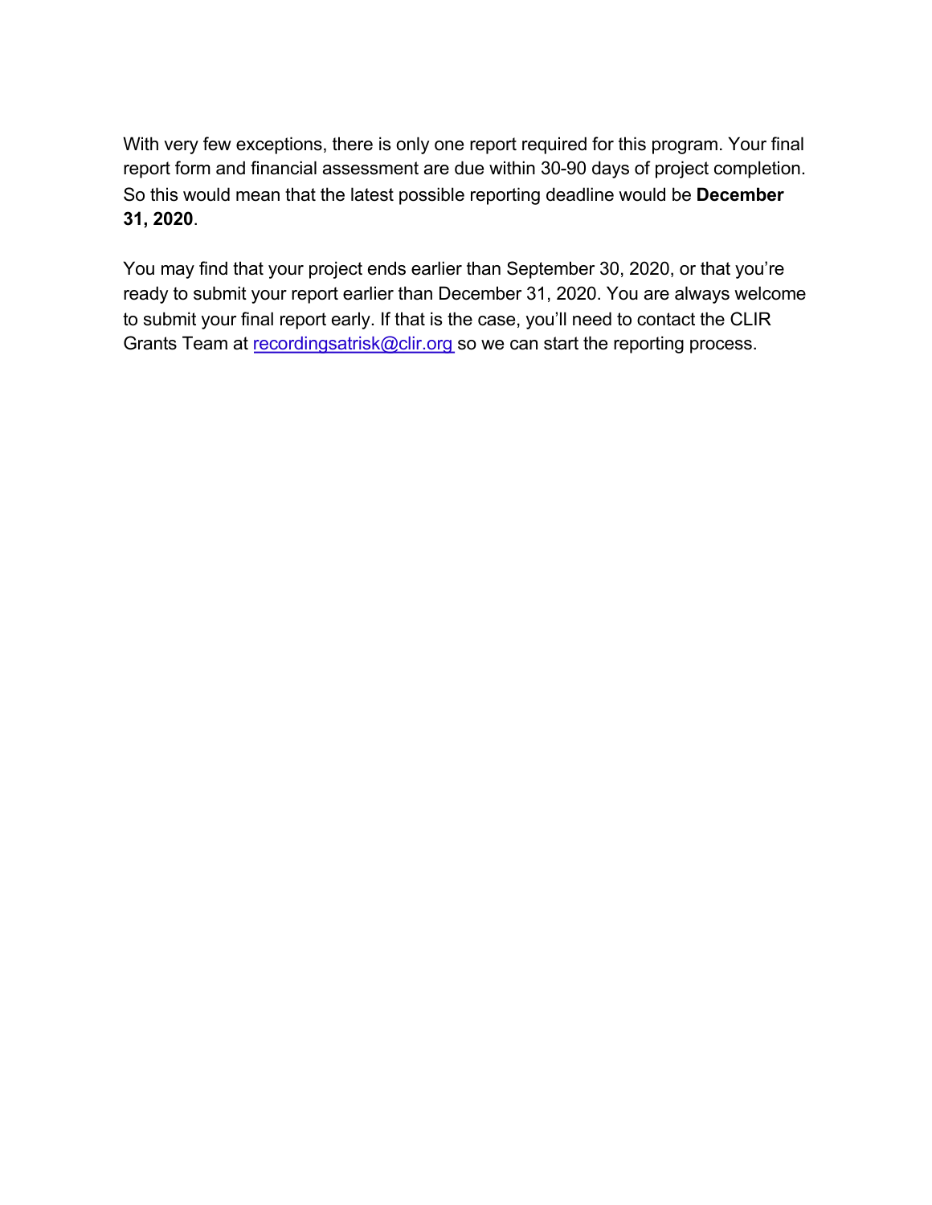With very few exceptions, there is only one report required for this program. Your final report form and financial assessment are due within 30-90 days of project completion. So this would mean that the latest possible reporting deadline would be **December 31, 2020**.

You may find that your project ends earlier than September 30, 2020, or that you're ready to submit your report earlier than December 31, 2020. You are always welcome to submit your final report early. If that is the case, you'll need to contact the CLIR Grants Team at recordingsatrisk@clir.org so we can start the reporting process.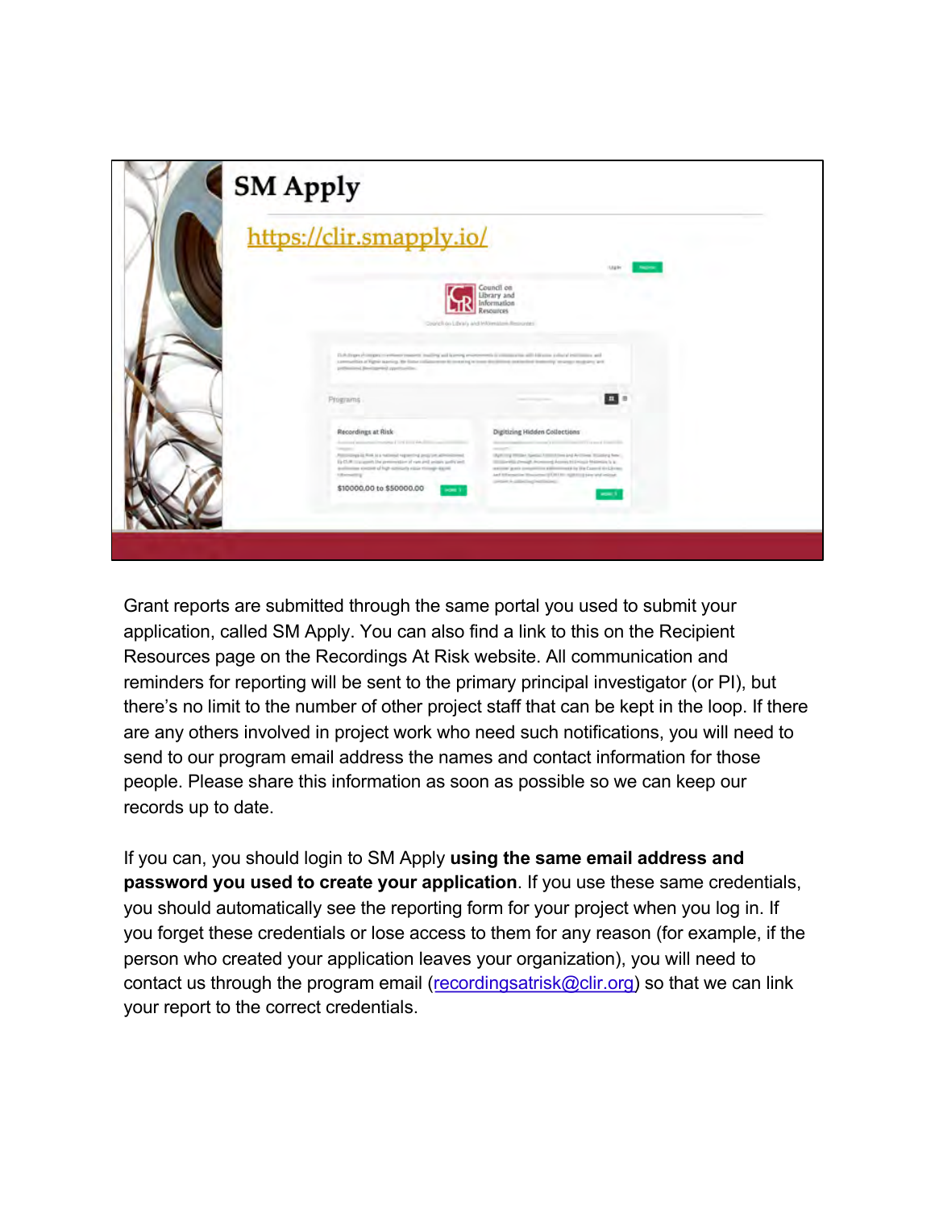## SM Apply

https://clir.smapply.io/

Grant reports are submitted through the same portal you used to submit your application, called SM Apply. You can also find a link to this on the Recipient Resources page on the Recordings At Risk website. All communication and reminders for reporting will be sent to the primary principal investigator (or PI), but there's no limit to the number of other project staff that can be kept in the loop. If there are any others involved in project work who need such notifications, you will need to send to our program email address the names and contact information for those people. Please share this information as soon as possible so we can keep our records up to date.

If you can, you should login to SM Apply **using the same email address and password you used to create your application**. If you use these same credentials, you should automatically see the reporting form for your project when you log in. If you forget these credentials or lose access to them for any reason (for example, if the person who created your application leaves your organization), you will need to contact us through the program email (recordingsatrisk@clir.org) so that we can link your report to the correct credentials.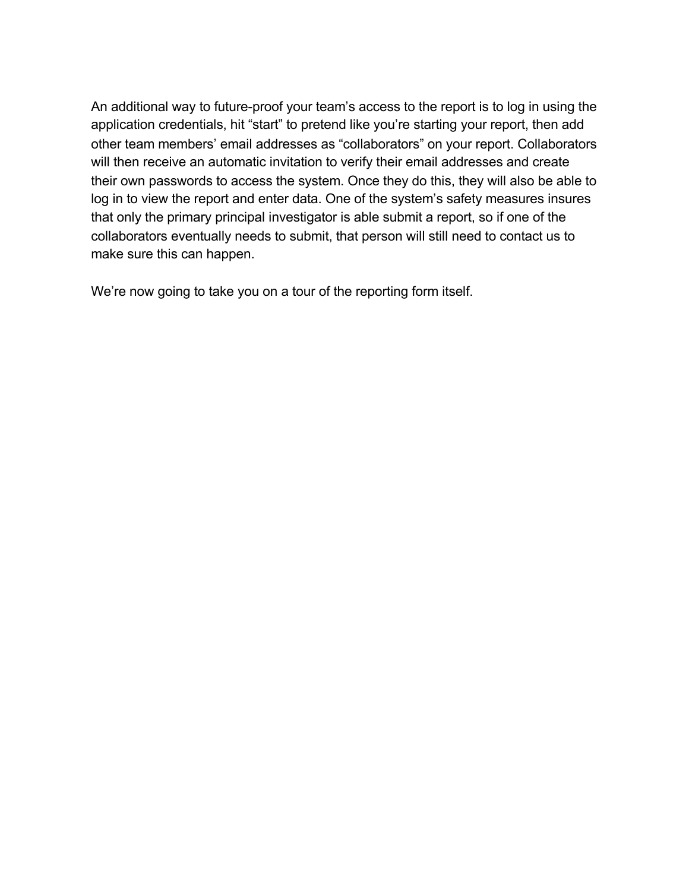An additional way to future-proof your team's access to the report is to log in using the application credentials, hit "start" to pretend like you're starting your report, then add other team members' email addresses as "collaborators" on your report. Collaborators will then receive an automatic invitation to verify their email addresses and create their own passwords to access the system. Once they do this, they will also be able to log in to view the report and enter data. One of the system's safety measures insures that only the primary principal investigator is able submit a report, so if one of the collaborators eventually needs to submit, that person will still need to contact us to make sure this can happen.

We're now going to take you on a tour of the reporting form itself.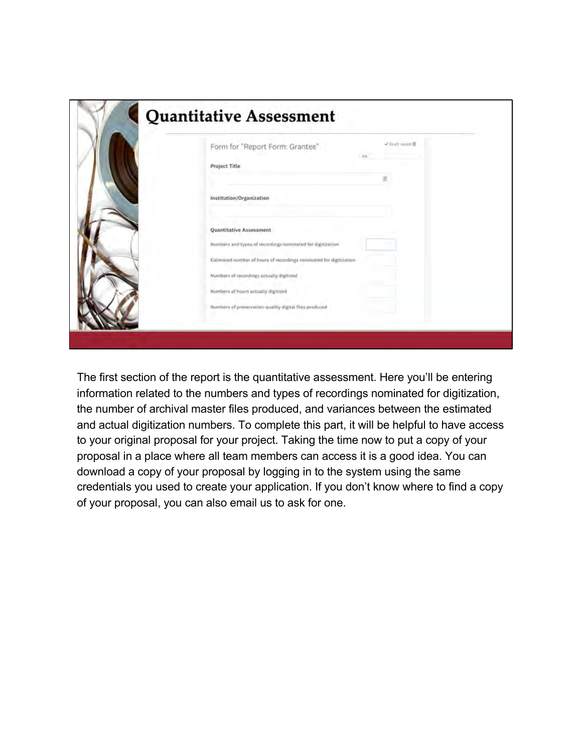## Quantitative Assessment

Form for "Report Form: Grantee"

**Project Title**

**Institution/Organization**

**Quantitative Assessment**

Numbers and types of recordings nominated for digitization

Estimated number of hours of recordings nominated for digitization

Numbers of recordings actually digitized

Numbers of hours actually digitized

Numbers of preservation-quality digital files produced

The first section of the report is the quantitative assessment. Here you'll be entering information related to the numbers and types of recordings nominated for digitization, the number of archival master files produced, and variances between the estimated and actual digitization numbers. To complete this part, it will be helpful to have access to your original proposal for your project. Taking the time now to put a copy of your proposal in a place where all team members can access it is a good idea. You can download a copy of your proposal by logging in to the system using the same credentials you used to create your application. If you don't know where to find a copy of your proposal, you can also email us to ask for one.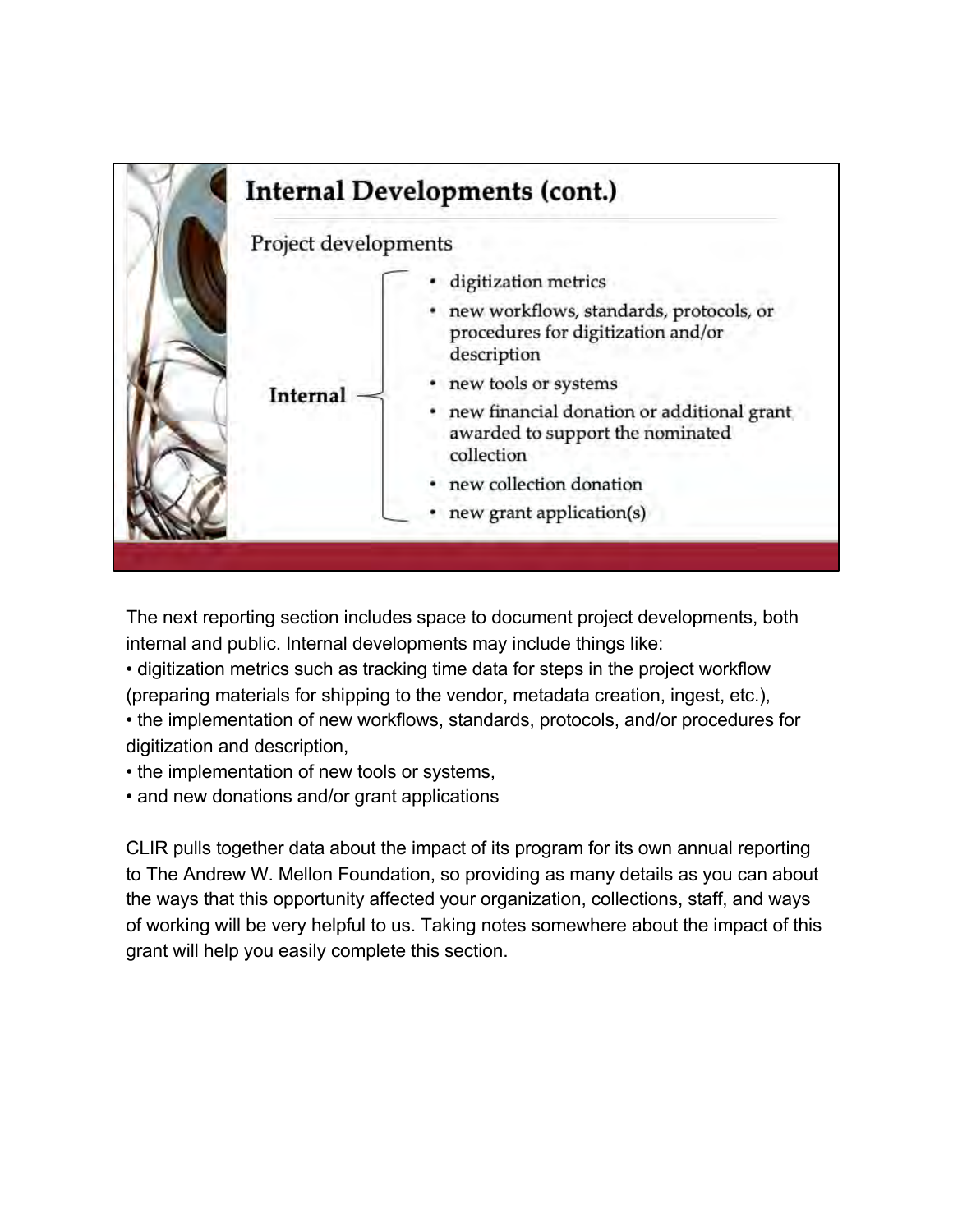## Internal Developments (cont.)

Project developments

**Internal**

- digitization metrics
- new workflows, standards, protocols, or procedures for digitization and/or description
- new tools or systems
- new financial donation or additional grant awarded to support the nominated collection
- new collection donation
- new grant application(s)

The next reporting section includes space to document project developments, both internal and public. Internal developments may include things like:

- digitization metrics such as tracking time data for steps in the project workflow (preparing materials for shipping to the vendor, metadata creation, ingest, etc.),
- the implementation of new workflows, standards, protocols, and/or procedures for digitization and description,
- the implementation of new tools or systems,
- and new donations and/or grant applications

CLIR pulls together data about the impact of its program for its own annual reporting to The Andrew W. Mellon Foundation, so providing as many details as you can about the ways that this opportunity affected your organization, collections, staff, and ways of working will be very helpful to us. Taking notes somewhere about the impact of this grant will help you easily complete this section.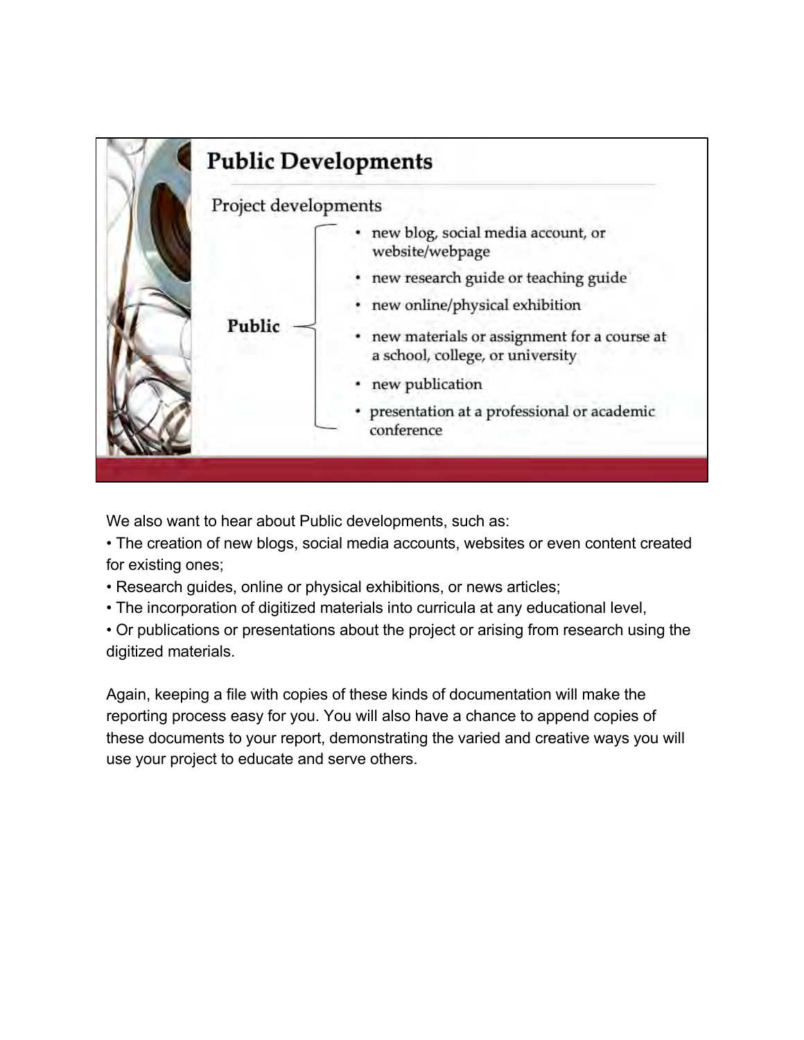## Public Developments

Project developments

**Public**

- new blog, social media account, or website/webpage
- new research guide or teaching guide
- new online/physical exhibition
- new materials or assignment for a course at a school, college, or university
- new publication
- presentation at a professional or academic conference

We also want to hear about Public developments, such as:

• The creation of new blogs, social media accounts, websites or even content created for existing ones;

• Research guides, online or physical exhibitions, or news articles;

• The incorporation of digitized materials into curricula at any educational level,

• Or publications or presentations about the project or arising from research using the digitized materials.

Again, keeping a file with copies of these kinds of documentation will make the reporting process easy for you. You will also have a chance to append copies of these documents to your report, demonstrating the varied and creative ways you will use your project to educate and serve others.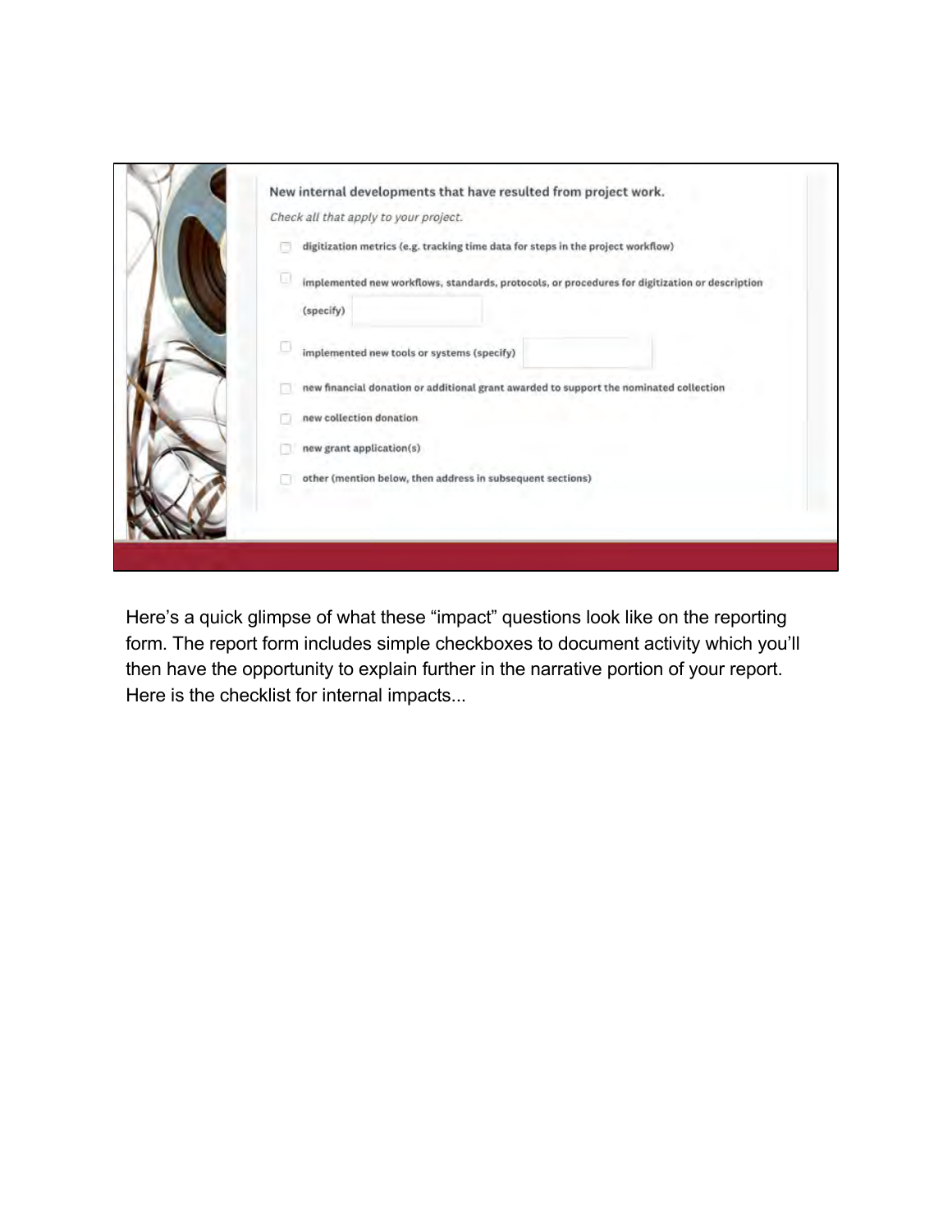**New internal developments that have resulted from project work.**

*Check all that apply to your project.*

- [ ] digitization metrics (e.g. tracking time data for steps in the project workflow)
- [ ] implemented new workflows, standards, protocols, or procedures for digitization or description (specify)
- [ ] implemented new tools or systems (specify)
- [ ] new financial donation or additional grant awarded to support the nominated collection
- [ ] new collection donation
- [ ] new grant application(s)
- [ ] other (mention below, then address in subsequent sections)

Here's a quick glimpse of what these "impact" questions look like on the reporting form. The report form includes simple checkboxes to document activity which you'll then have the opportunity to explain further in the narrative portion of your report. Here is the checklist for internal impacts...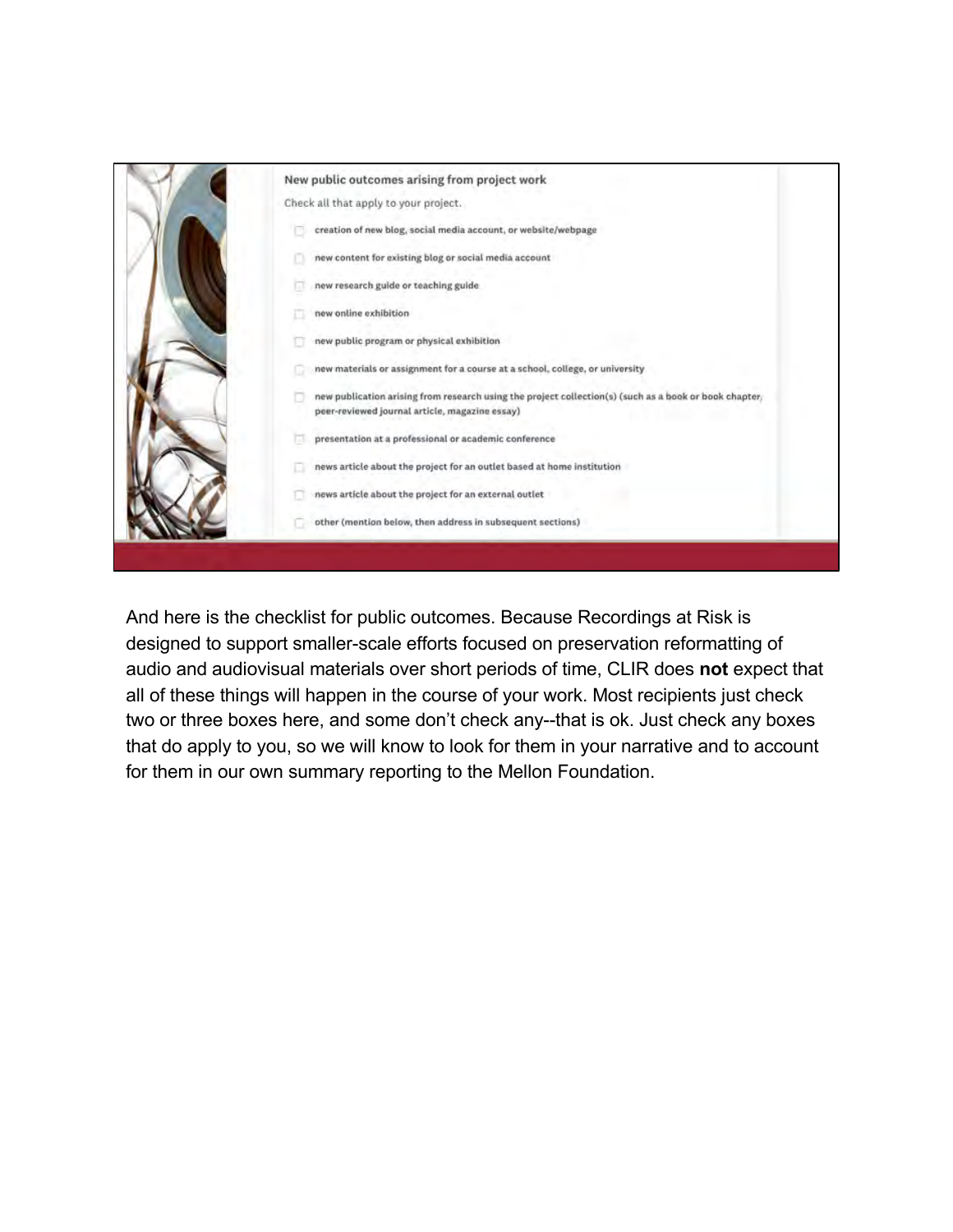**New public outcomes arising from project work**

Check all that apply to your project.

- [ ] creation of new blog, social media account, or website/webpage
- [ ] new content for existing blog or social media account
- [ ] new research guide or teaching guide
- [ ] new online exhibition
- [ ] new public program or physical exhibition
- [ ] new materials or assignment for a course at a school, college, or university
- [ ] new publication arising from research using the project collection(s) (such as a book or book chapter, peer-reviewed journal article, magazine essay)
- [ ] presentation at a professional or academic conference
- [ ] news article about the project for an outlet based at home institution
- [ ] news article about the project for an external outlet
- [ ] other (mention below, then address in subsequent sections)

And here is the checklist for public outcomes. Because Recordings at Risk is designed to support smaller-scale efforts focused on preservation reformatting of audio and audiovisual materials over short periods of time, CLIR does **not** expect that all of these things will happen in the course of your work. Most recipients just check two or three boxes here, and some don't check any--that is ok. Just check any boxes that do apply to you, so we will know to look for them in your narrative and to account for them in our own summary reporting to the Mellon Foundation.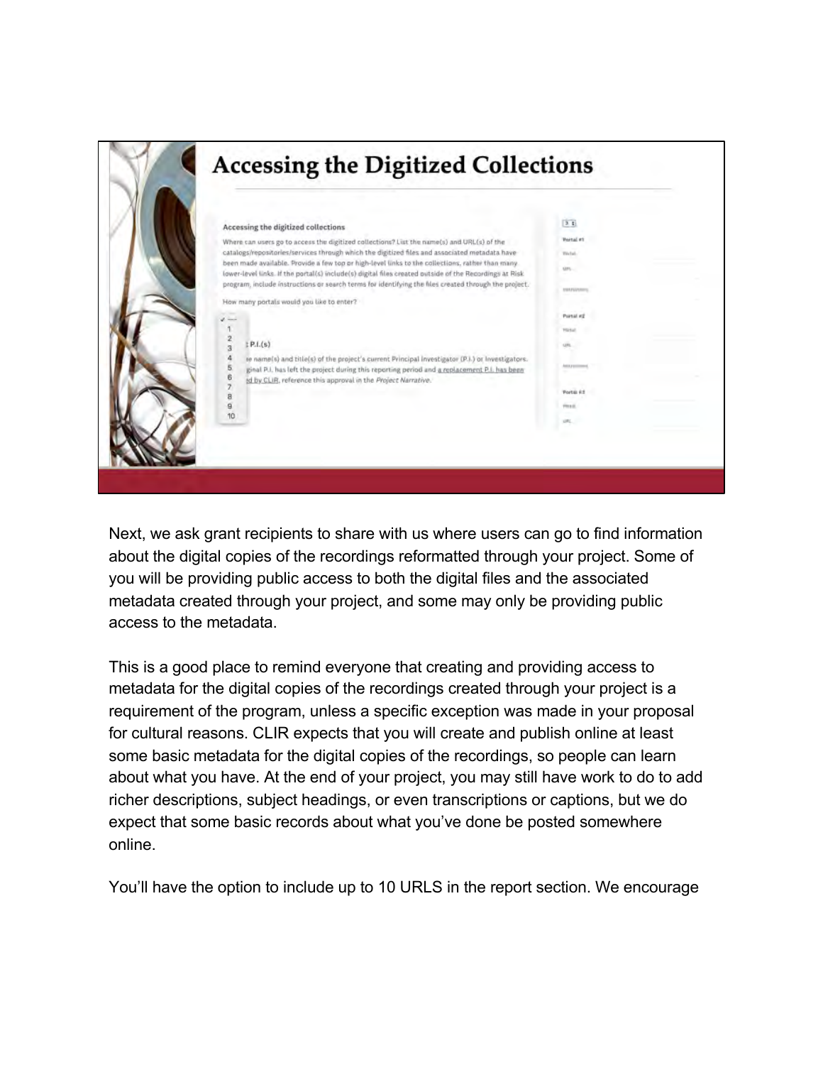## Accessing the Digitized Collections

**Accessing the digitized collections**

Where can users go to access the digitized collections? List the name(s) and URL(s) of the catalogs/repositories/services through which the digitized files and associated metadata have been made available. Provide a few top or high-level links to the collections, rather than many lower-level links. If the portal(s) include(s) digital files created outside of the Recordings at Risk program, include instructions or search terms for identifying the files created through the project.

How many portals would you like to enter?

Next, we ask grant recipients to share with us where users can go to find information about the digital copies of the recordings reformatted through your project. Some of you will be providing public access to both the digital files and the associated metadata created through your project, and some may only be providing public access to the metadata.

This is a good place to remind everyone that creating and providing access to metadata for the digital copies of the recordings created through your project is a requirement of the program, unless a specific exception was made in your proposal for cultural reasons. CLIR expects that you will create and publish online at least some basic metadata for the digital copies of the recordings, so people can learn about what you have. At the end of your project, you may still have work to do to add richer descriptions, subject headings, or even transcriptions or captions, but we do expect that some basic records about what you've done be posted somewhere online.

You'll have the option to include up to 10 URLS in the report section. We encourage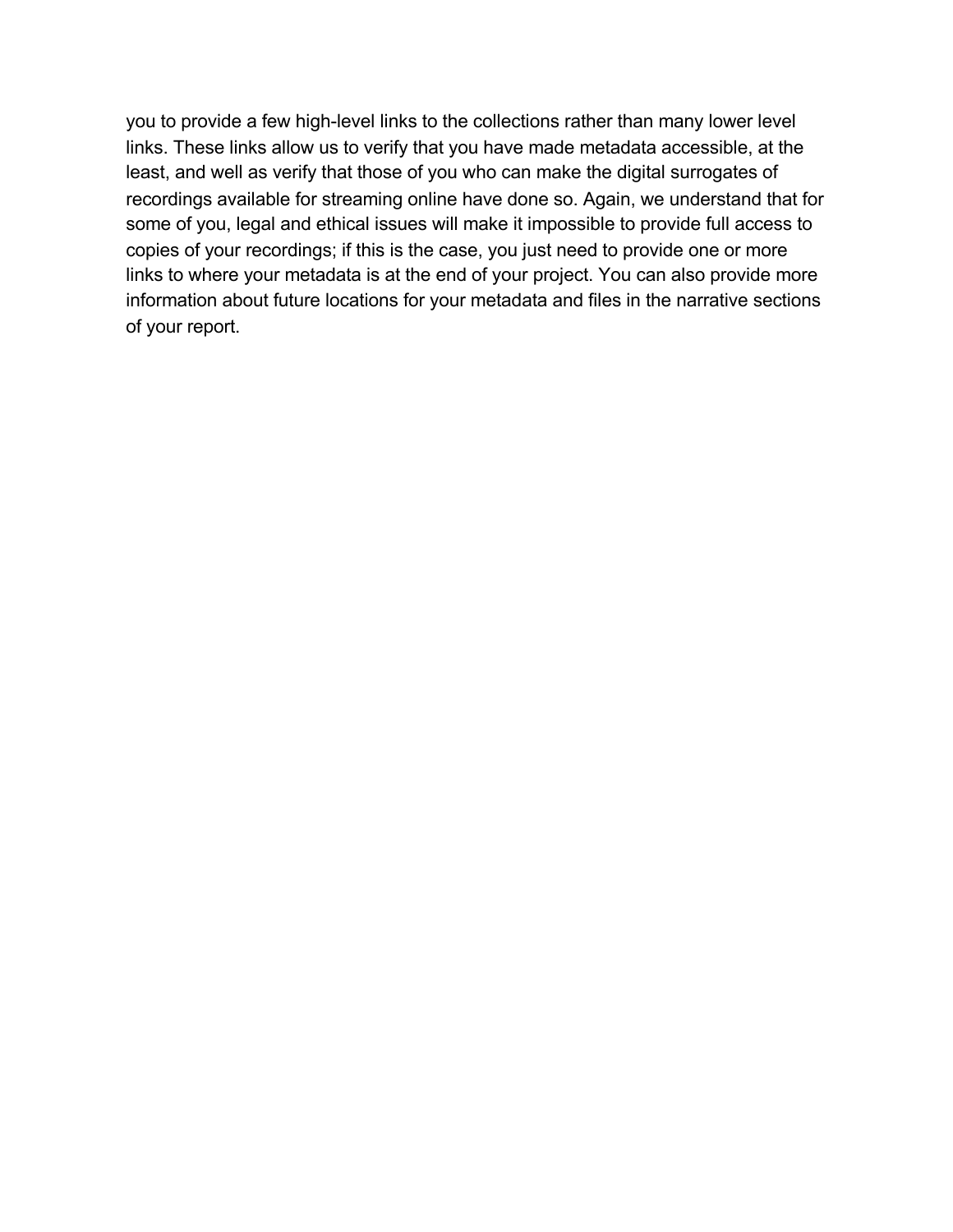you to provide a few high-level links to the collections rather than many lower level links. These links allow us to verify that you have made metadata accessible, at the least, and well as verify that those of you who can make the digital surrogates of recordings available for streaming online have done so. Again, we understand that for some of you, legal and ethical issues will make it impossible to provide full access to copies of your recordings; if this is the case, you just need to provide one or more links to where your metadata is at the end of your project. You can also provide more information about future locations for your metadata and files in the narrative sections of your report.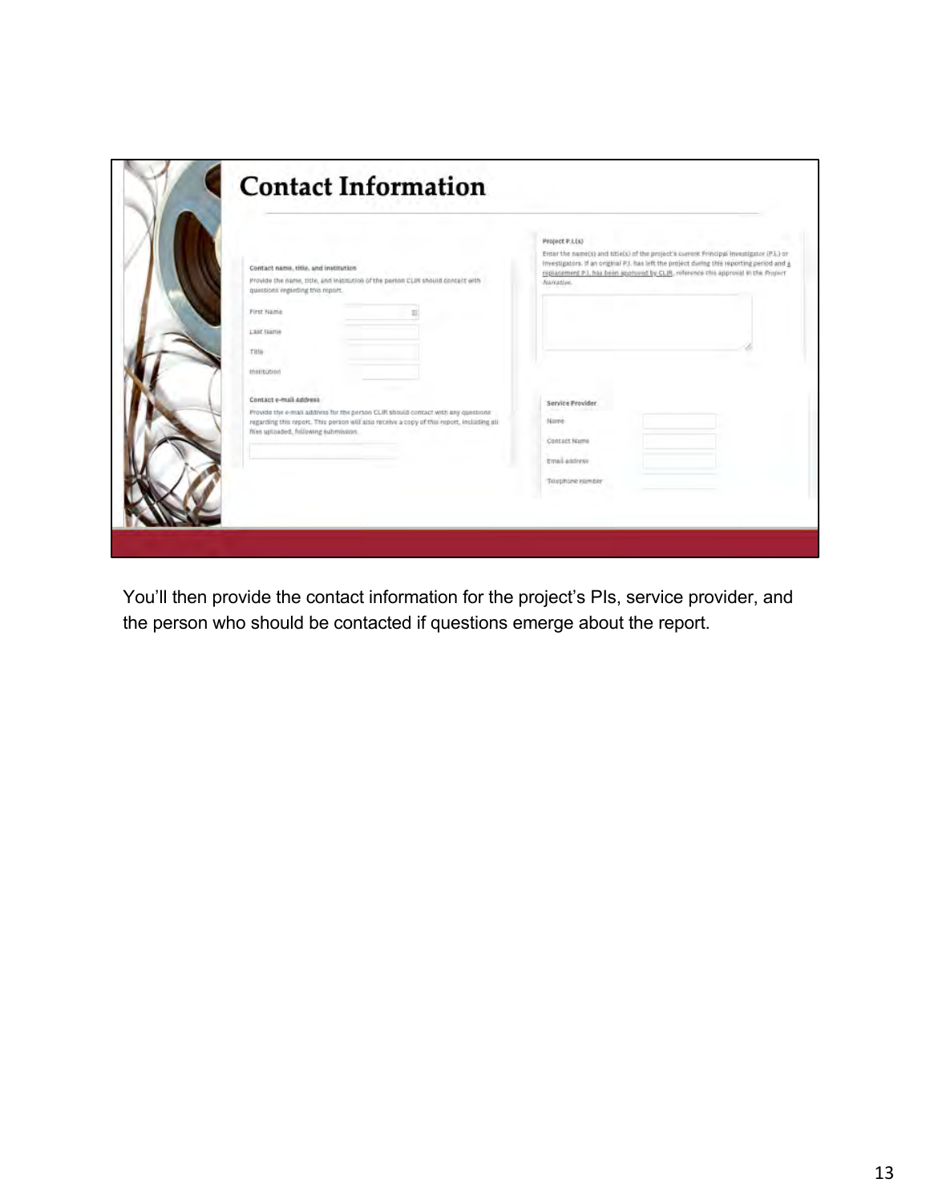# Contact Information

**Contact name, title, and institution**

Provide the name, title, and institution of the person CLIR should contact with questions regarding this report.

First Name

Last Name

Title

Institution

**Contact e-mail address**

Provide the e-mail address for the person CLIR should contact with any questions regarding this report. This person will also receive a copy of this report, including all files uploaded, following submission.

**Project P.I.(s)**

Enter the name(s) and title(s) of the project's current Principal Investigator (P.I.) or Investigators. If an original P.I. has left the project during this reporting period and a replacement P.I. has been approved by CLIR, reference this approval in the *Project Narrative*.

**Service Provider**

Name

Contact Name

Email address

Telephone number

You'll then provide the contact information for the project's PIs, service provider, and the person who should be contacted if questions emerge about the report.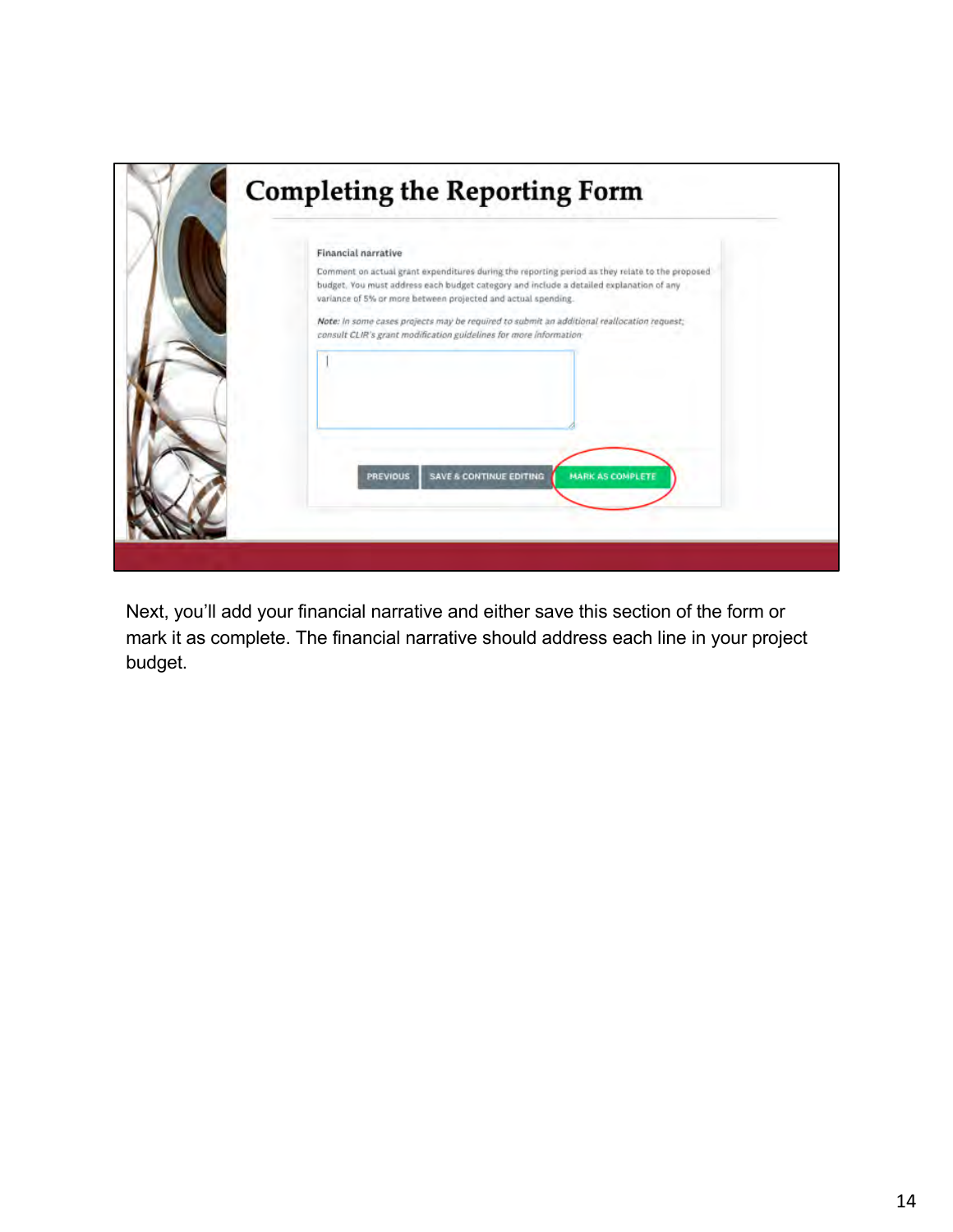# Completing the Reporting Form

**Financial narrative**

Comment on actual grant expenditures during the reporting period as they relate to the proposed budget. You must address each budget category and include a detailed explanation of any variance of 5% or more between projected and actual spending.

***Note:*** *In some cases projects may be required to submit an additional reallocation request; consult CLIR's grant modification guidelines for more information*

PREVIOUS | SAVE & CONTINUE EDITING | MARK AS COMPLETE

Next, you'll add your financial narrative and either save this section of the form or mark it as complete. The financial narrative should address each line in your project budget.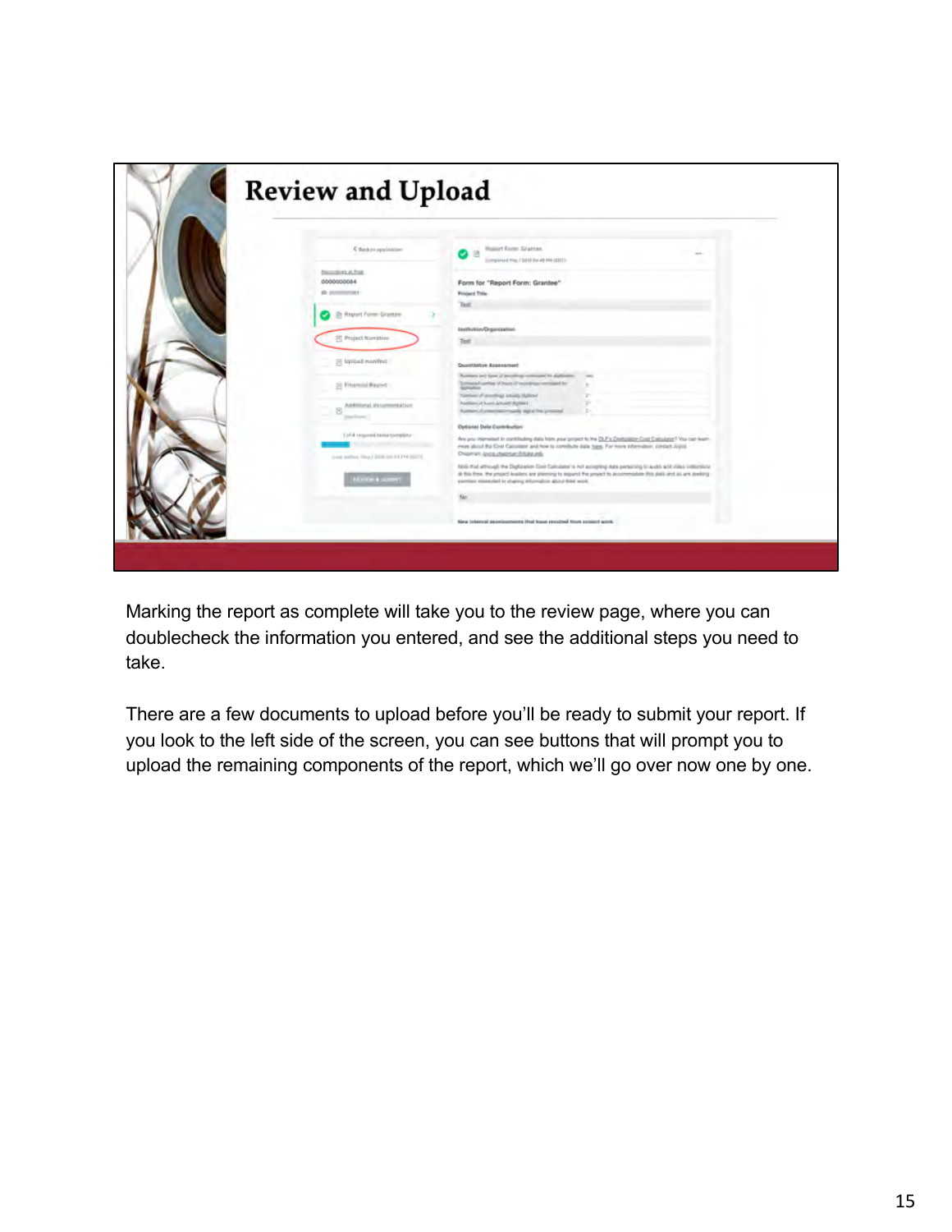# Review and Upload

Marking the report as complete will take you to the review page, where you can doublecheck the information you entered, and see the additional steps you need to take.

There are a few documents to upload before you'll be ready to submit your report. If you look to the left side of the screen, you can see buttons that will prompt you to upload the remaining components of the report, which we'll go over now one by one.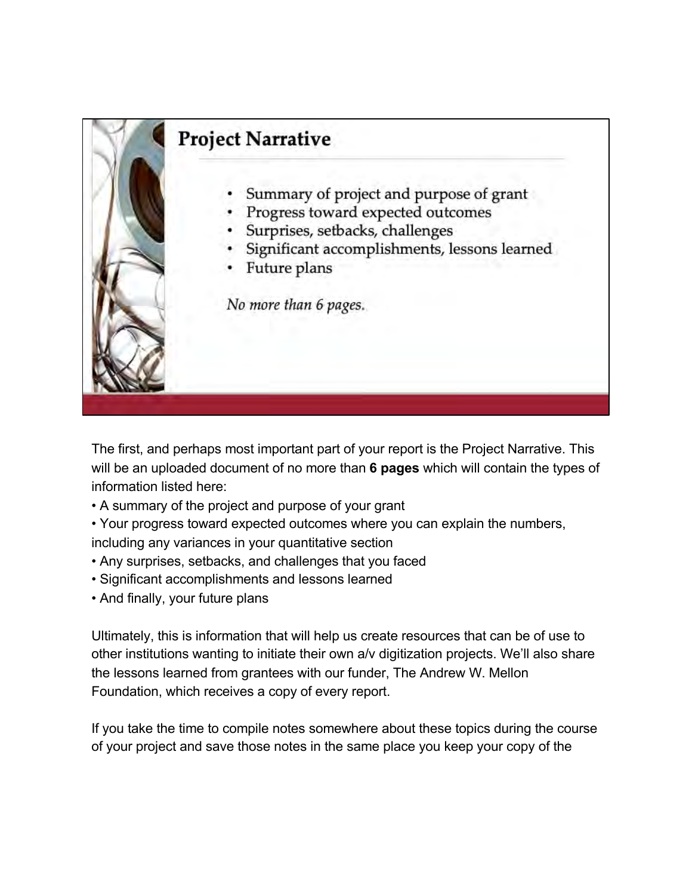## Project Narrative

- Summary of project and purpose of grant
- Progress toward expected outcomes
- Surprises, setbacks, challenges
- Significant accomplishments, lessons learned
- Future plans

*No more than 6 pages.*

The first, and perhaps most important part of your report is the Project Narrative. This will be an uploaded document of no more than **6 pages** which will contain the types of information listed here:

- A summary of the project and purpose of your grant
- Your progress toward expected outcomes where you can explain the numbers, including any variances in your quantitative section
- Any surprises, setbacks, and challenges that you faced
- Significant accomplishments and lessons learned
- And finally, your future plans

Ultimately, this is information that will help us create resources that can be of use to other institutions wanting to initiate their own a/v digitization projects. We'll also share the lessons learned from grantees with our funder, The Andrew W. Mellon Foundation, which receives a copy of every report.

If you take the time to compile notes somewhere about these topics during the course of your project and save those notes in the same place you keep your copy of the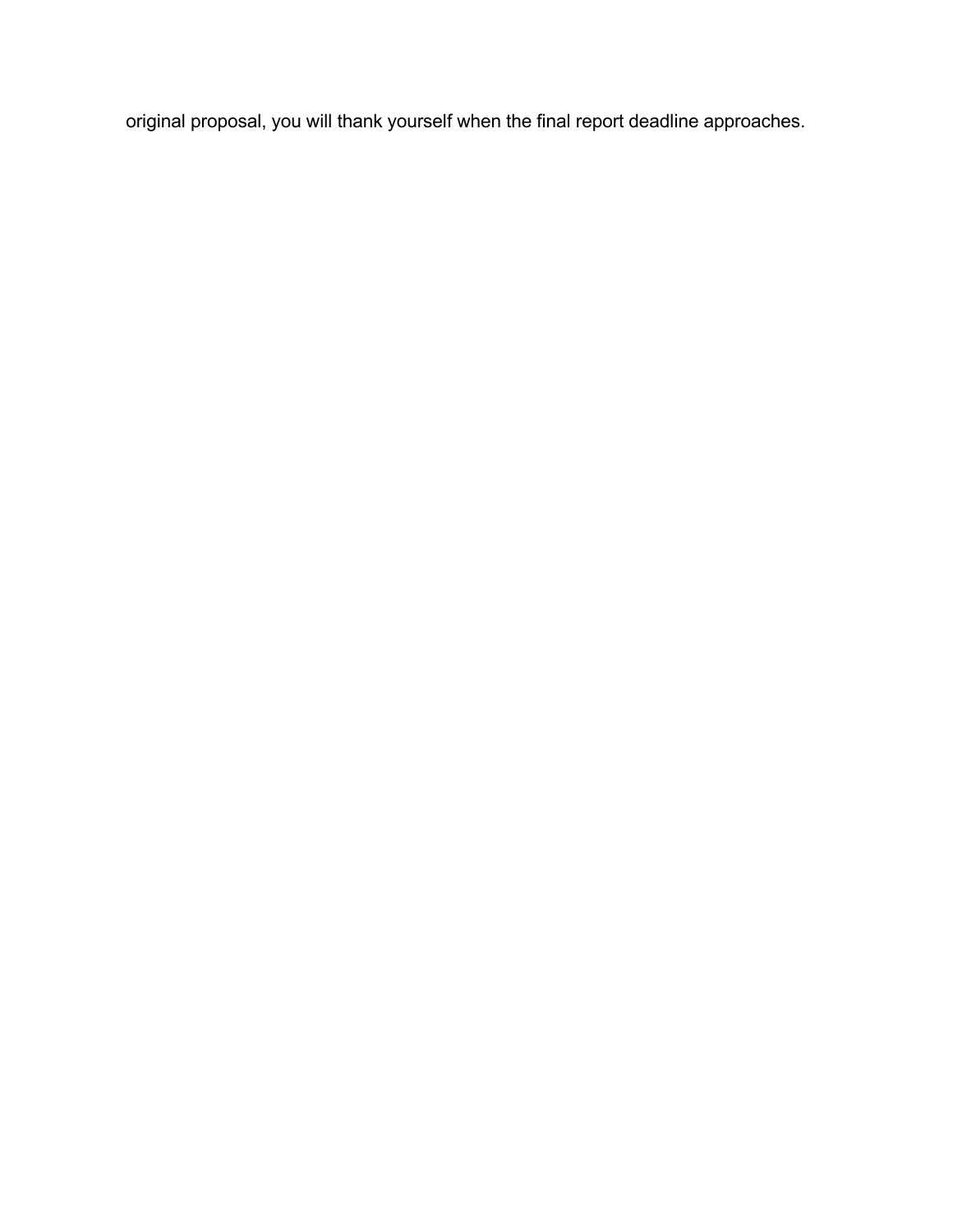original proposal, you will thank yourself when the final report deadline approaches.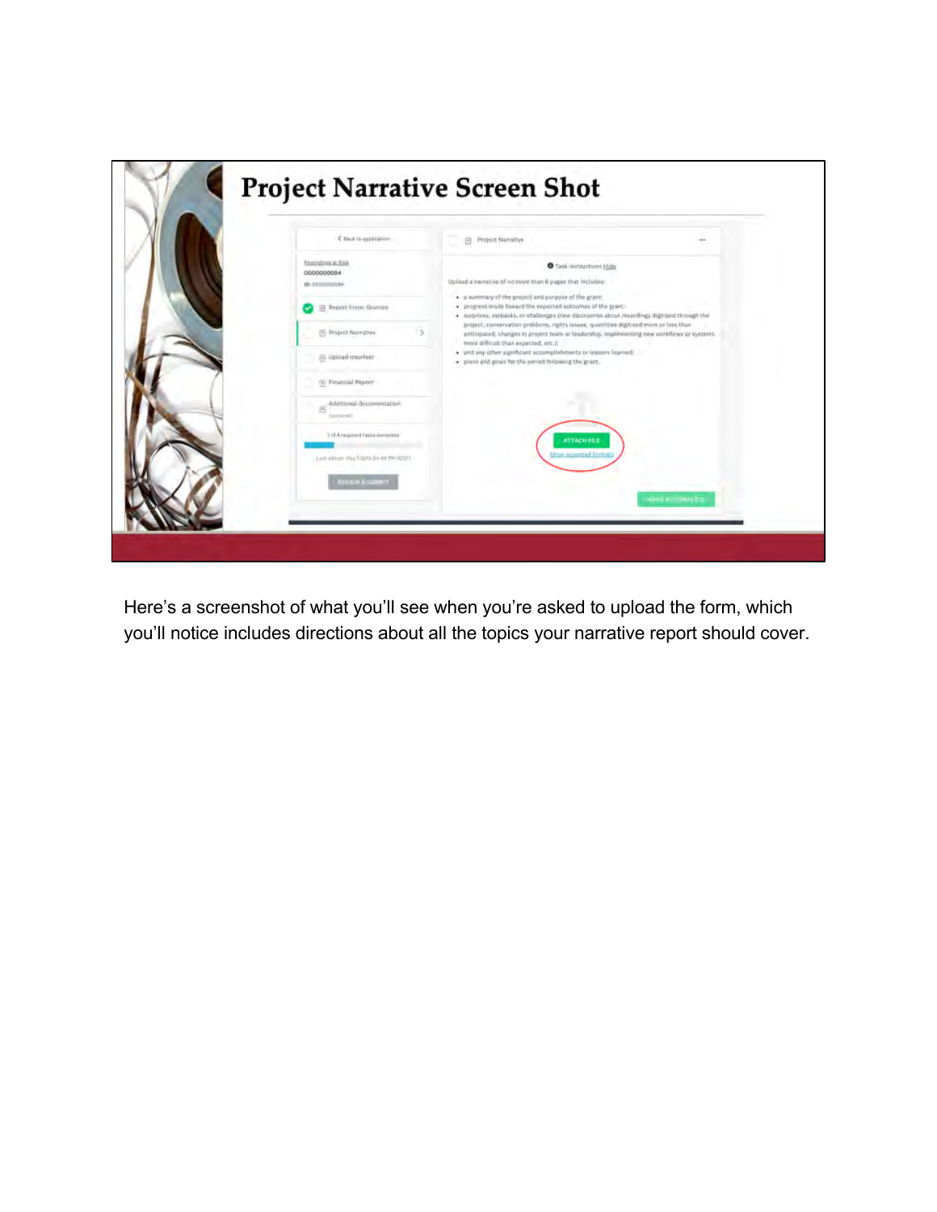# Project Narrative Screen Shot

Back to application

Recordings at Risk
0000000084
ID: 0000000084

- Report Form: Grantee
- Project Narrative
- Upload manifest
- Financial Report
- Additional documentation (optional)

1 of 4 required tasks complete

REVIEW & SUBMIT

Project Narrative

Task instructions Hide

Upload a narrative of no more than 6 pages that includes:

- a summary of the project and purpose of the grant;
- progress made toward the expected outcomes of the grant;
- surprises, setbacks, or challenges (new discoveries about recordings digitized through the project, conservation problems, rights issues, quantities digitized more or less than anticipated, changes in project team or leadership, implementing new workflows or systems more difficult than expected, etc.);
- and any other significant accomplishments or lessons learned;
- plans and goals for the period following the grant.

ATTACH FILE

Show accepted formats

MARK AS COMPLETE

Here's a screenshot of what you'll see when you're asked to upload the form, which you'll notice includes directions about all the topics your narrative report should cover.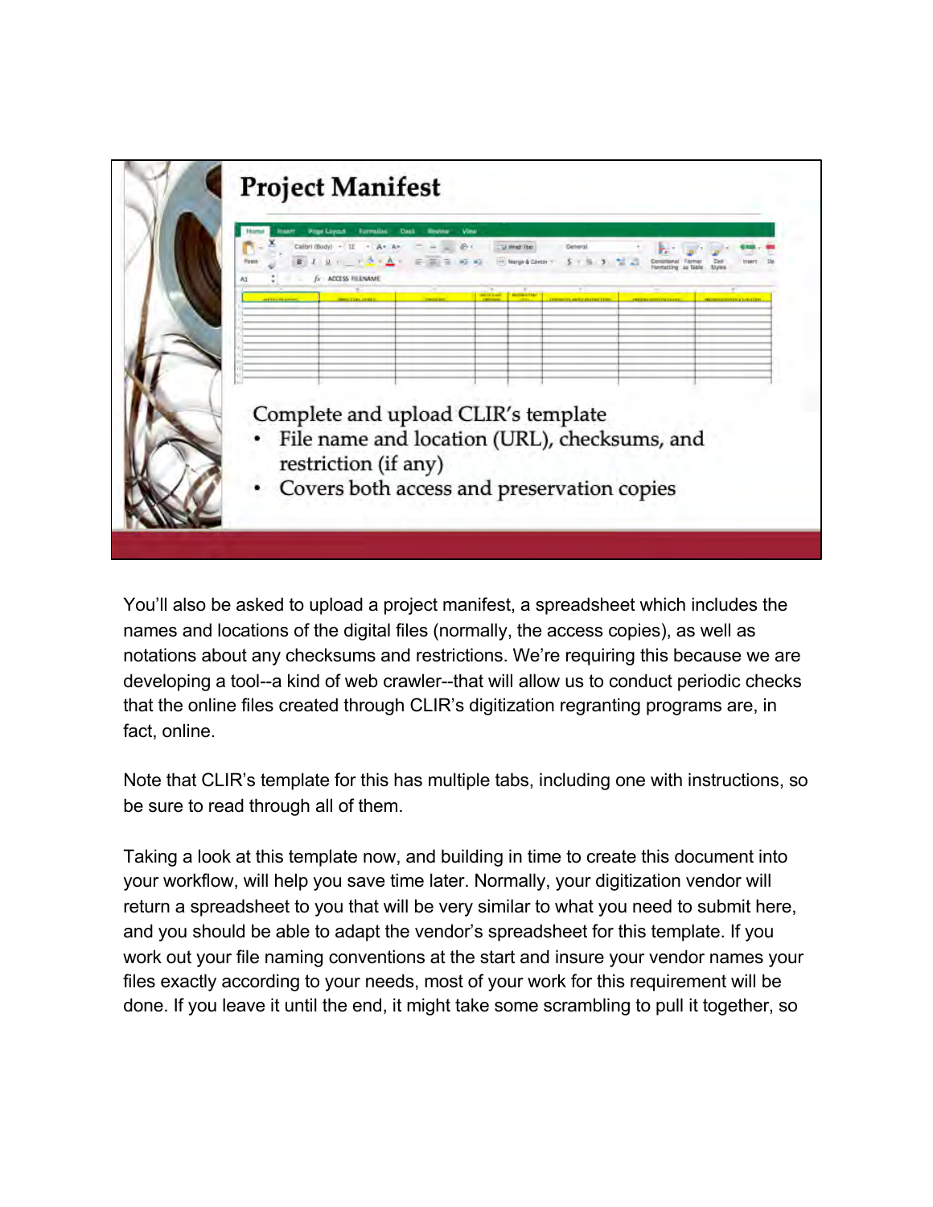## Project Manifest

Complete and upload CLIR's template

- File name and location (URL), checksums, and restriction (if any)
- Covers both access and preservation copies

You'll also be asked to upload a project manifest, a spreadsheet which includes the names and locations of the digital files (normally, the access copies), as well as notations about any checksums and restrictions. We're requiring this because we are developing a tool--a kind of web crawler--that will allow us to conduct periodic checks that the online files created through CLIR's digitization regranting programs are, in fact, online.

Note that CLIR's template for this has multiple tabs, including one with instructions, so be sure to read through all of them.

Taking a look at this template now, and building in time to create this document into your workflow, will help you save time later. Normally, your digitization vendor will return a spreadsheet to you that will be very similar to what you need to submit here, and you should be able to adapt the vendor's spreadsheet for this template. If you work out your file naming conventions at the start and insure your vendor names your files exactly according to your needs, most of your work for this requirement will be done. If you leave it until the end, it might take some scrambling to pull it together, so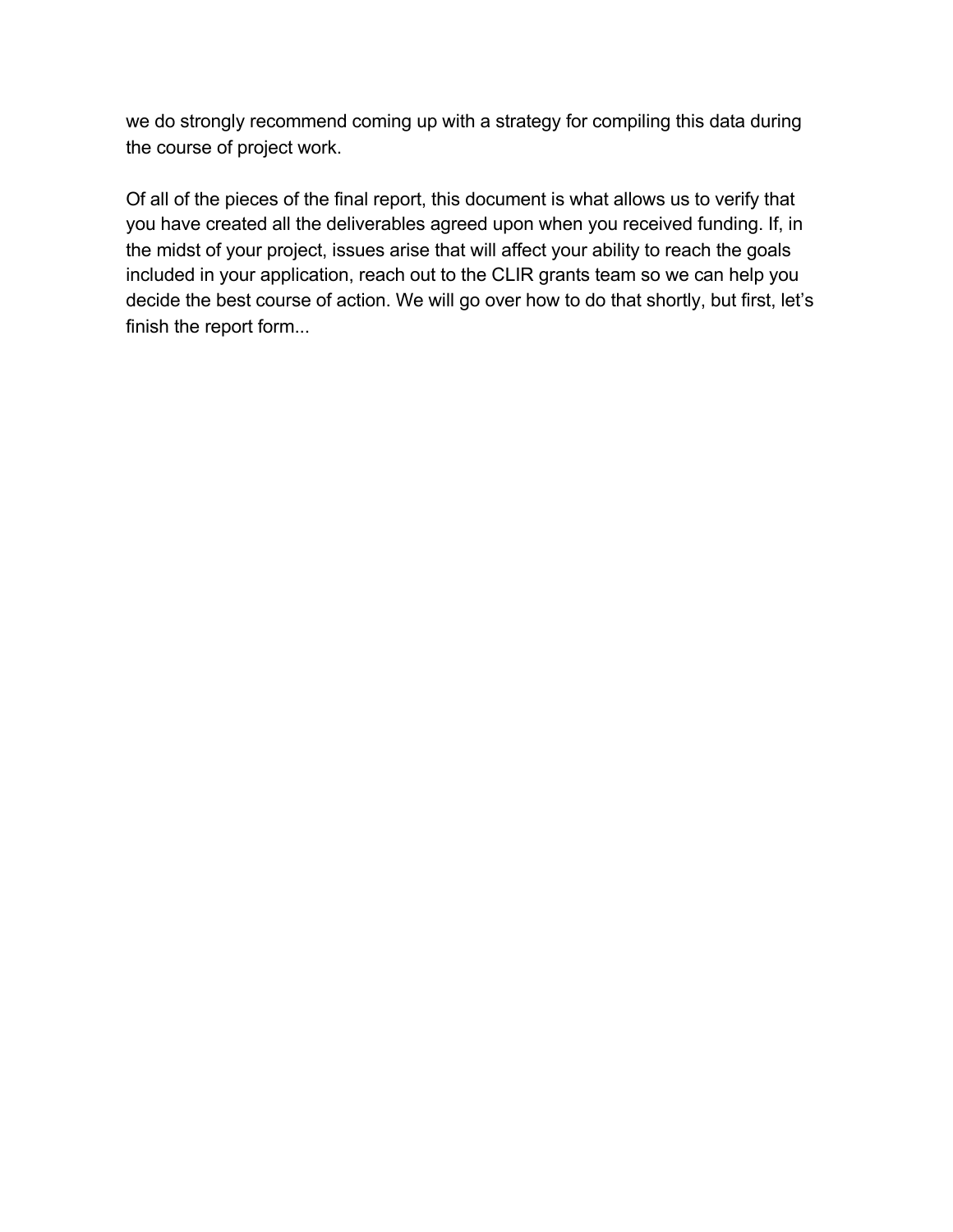we do strongly recommend coming up with a strategy for compiling this data during the course of project work.

Of all of the pieces of the final report, this document is what allows us to verify that you have created all the deliverables agreed upon when you received funding. If, in the midst of your project, issues arise that will affect your ability to reach the goals included in your application, reach out to the CLIR grants team so we can help you decide the best course of action. We will go over how to do that shortly, but first, let's finish the report form...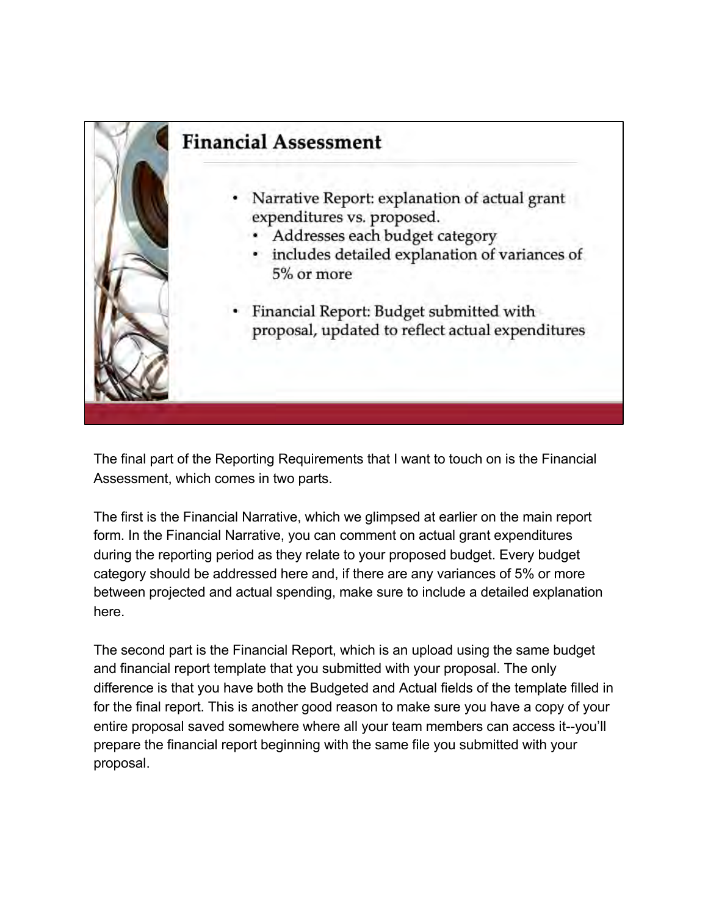## Financial Assessment

- Narrative Report: explanation of actual grant expenditures vs. proposed.
  - Addresses each budget category
  - includes detailed explanation of variances of 5% or more
- Financial Report: Budget submitted with proposal, updated to reflect actual expenditures

The final part of the Reporting Requirements that I want to touch on is the Financial Assessment, which comes in two parts.

The first is the Financial Narrative, which we glimpsed at earlier on the main report form. In the Financial Narrative, you can comment on actual grant expenditures during the reporting period as they relate to your proposed budget. Every budget category should be addressed here and, if there are any variances of 5% or more between projected and actual spending, make sure to include a detailed explanation here.

The second part is the Financial Report, which is an upload using the same budget and financial report template that you submitted with your proposal. The only difference is that you have both the Budgeted and Actual fields of the template filled in for the final report. This is another good reason to make sure you have a copy of your entire proposal saved somewhere where all your team members can access it--you'll prepare the financial report beginning with the same file you submitted with your proposal.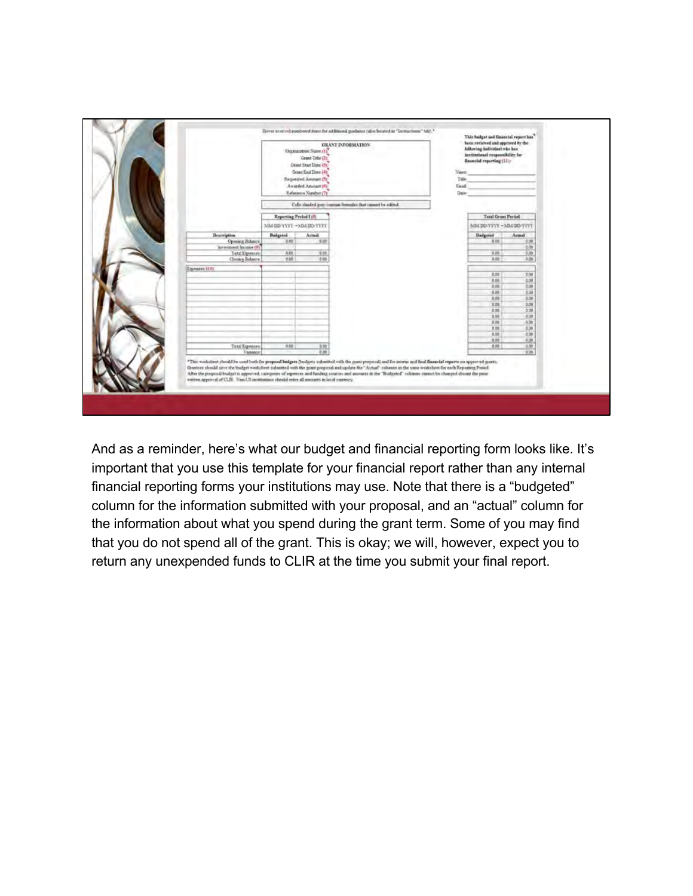And as a reminder, here's what our budget and financial reporting form looks like. It's important that you use this template for your financial report rather than any internal financial reporting forms your institutions may use. Note that there is a "budgeted" column for the information submitted with your proposal, and an "actual" column for the information about what you spend during the grant term. Some of you may find that you do not spend all of the grant. This is okay; we will, however, expect you to return any unexpended funds to CLIR at the time you submit your final report.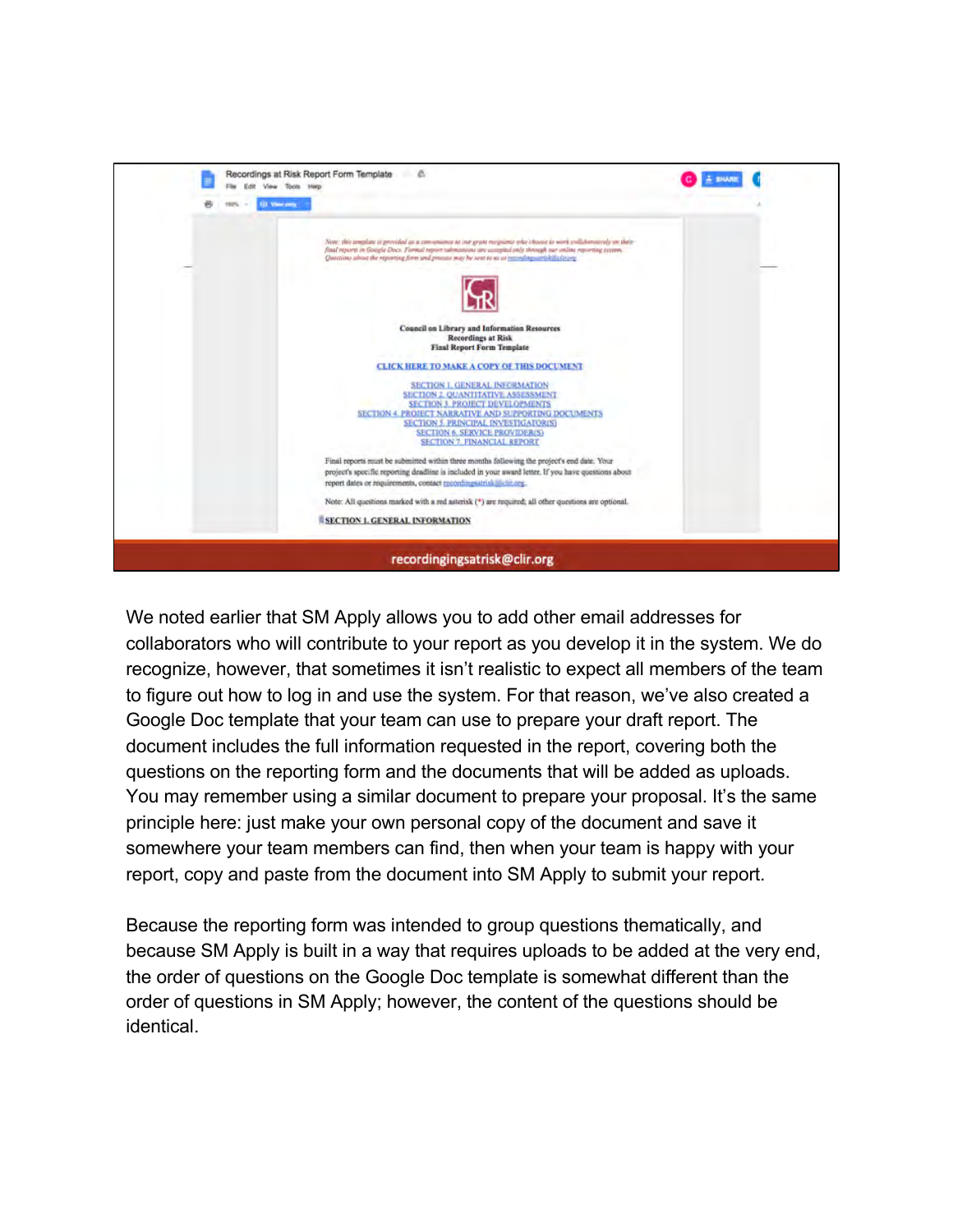We noted earlier that SM Apply allows you to add other email addresses for collaborators who will contribute to your report as you develop it in the system. We do recognize, however, that sometimes it isn't realistic to expect all members of the team to figure out how to log in and use the system. For that reason, we've also created a Google Doc template that your team can use to prepare your draft report. The document includes the full information requested in the report, covering both the questions on the reporting form and the documents that will be added as uploads. You may remember using a similar document to prepare your proposal. It's the same principle here: just make your own personal copy of the document and save it somewhere your team members can find, then when your team is happy with your report, copy and paste from the document into SM Apply to submit your report.

Because the reporting form was intended to group questions thematically, and because SM Apply is built in a way that requires uploads to be added at the very end, the order of questions on the Google Doc template is somewhat different than the order of questions in SM Apply; however, the content of the questions should be identical.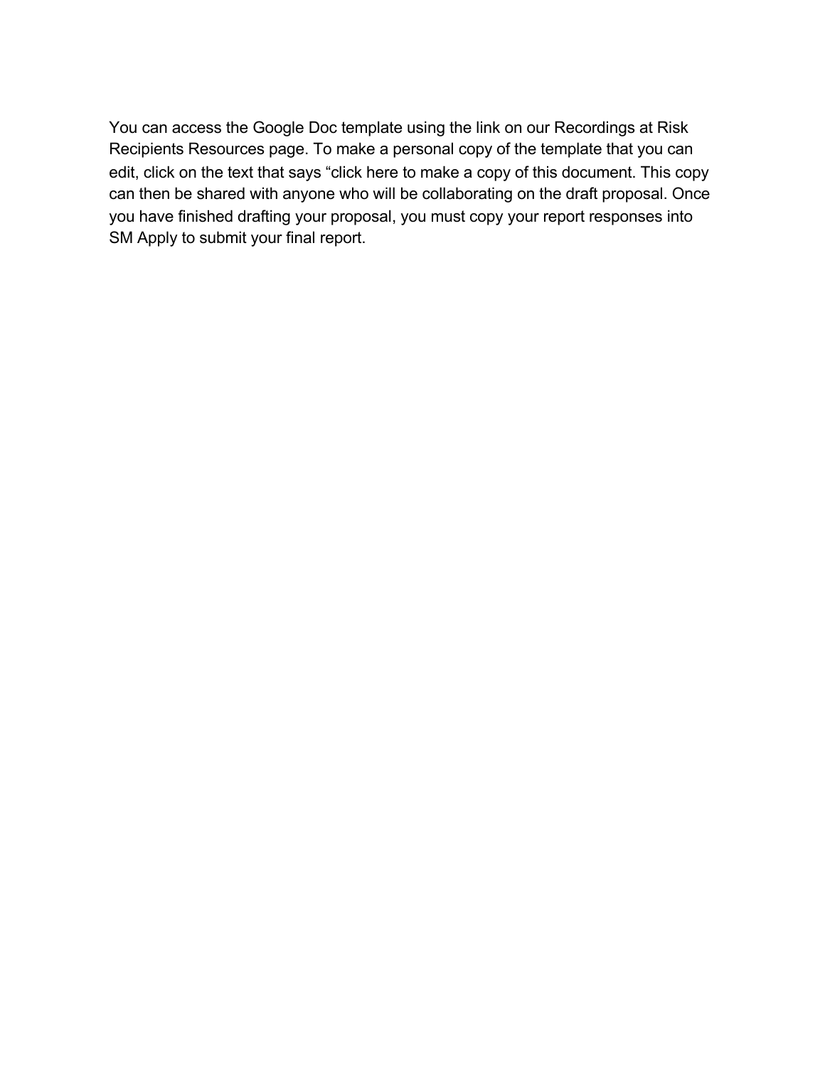You can access the Google Doc template using the link on our Recordings at Risk Recipients Resources page. To make a personal copy of the template that you can edit, click on the text that says “click here to make a copy of this document. This copy can then be shared with anyone who will be collaborating on the draft proposal. Once you have finished drafting your proposal, you must copy your report responses into SM Apply to submit your final report.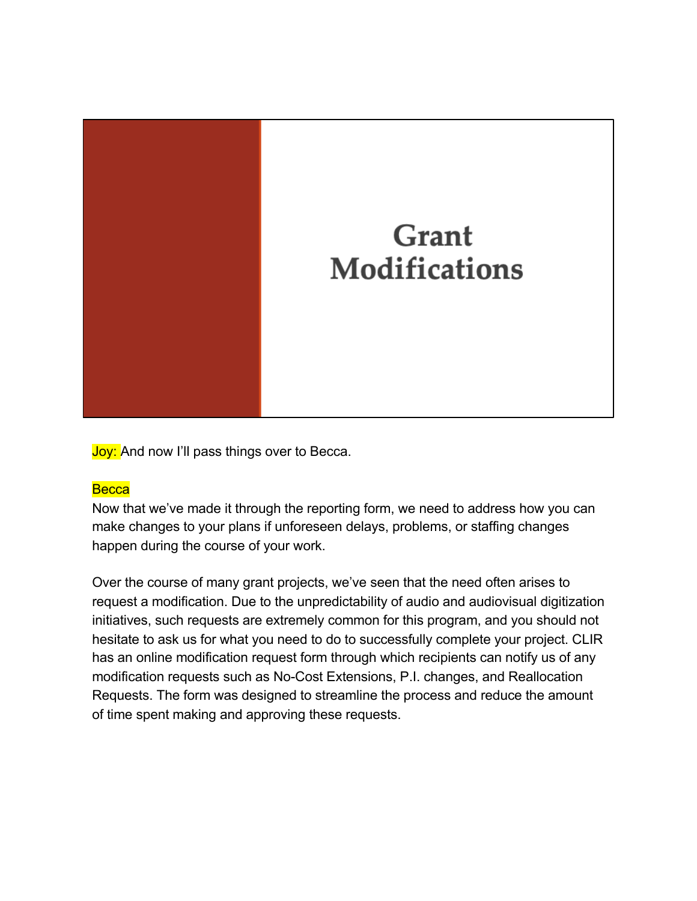# Grant Modifications

Joy: And now I'll pass things over to Becca.

Becca

Now that we've made it through the reporting form, we need to address how you can make changes to your plans if unforeseen delays, problems, or staffing changes happen during the course of your work.

Over the course of many grant projects, we've seen that the need often arises to request a modification. Due to the unpredictability of audio and audiovisual digitization initiatives, such requests are extremely common for this program, and you should not hesitate to ask us for what you need to do to successfully complete your project. CLIR has an online modification request form through which recipients can notify us of any modification requests such as No-Cost Extensions, P.I. changes, and Reallocation Requests. The form was designed to streamline the process and reduce the amount of time spent making and approving these requests.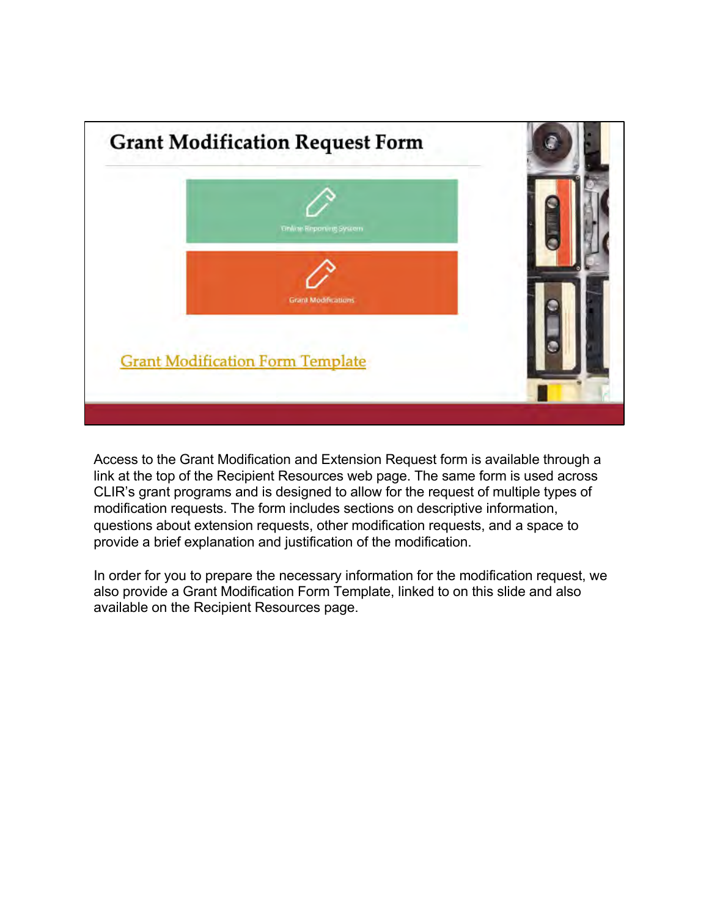## Grant Modification Request Form

Online Reporting System

Grant Modifications

Grant Modification Form Template

Access to the Grant Modification and Extension Request form is available through a link at the top of the Recipient Resources web page. The same form is used across CLIR's grant programs and is designed to allow for the request of multiple types of modification requests. The form includes sections on descriptive information, questions about extension requests, other modification requests, and a space to provide a brief explanation and justification of the modification.

In order for you to prepare the necessary information for the modification request, we also provide a Grant Modification Form Template, linked to on this slide and also available on the Recipient Resources page.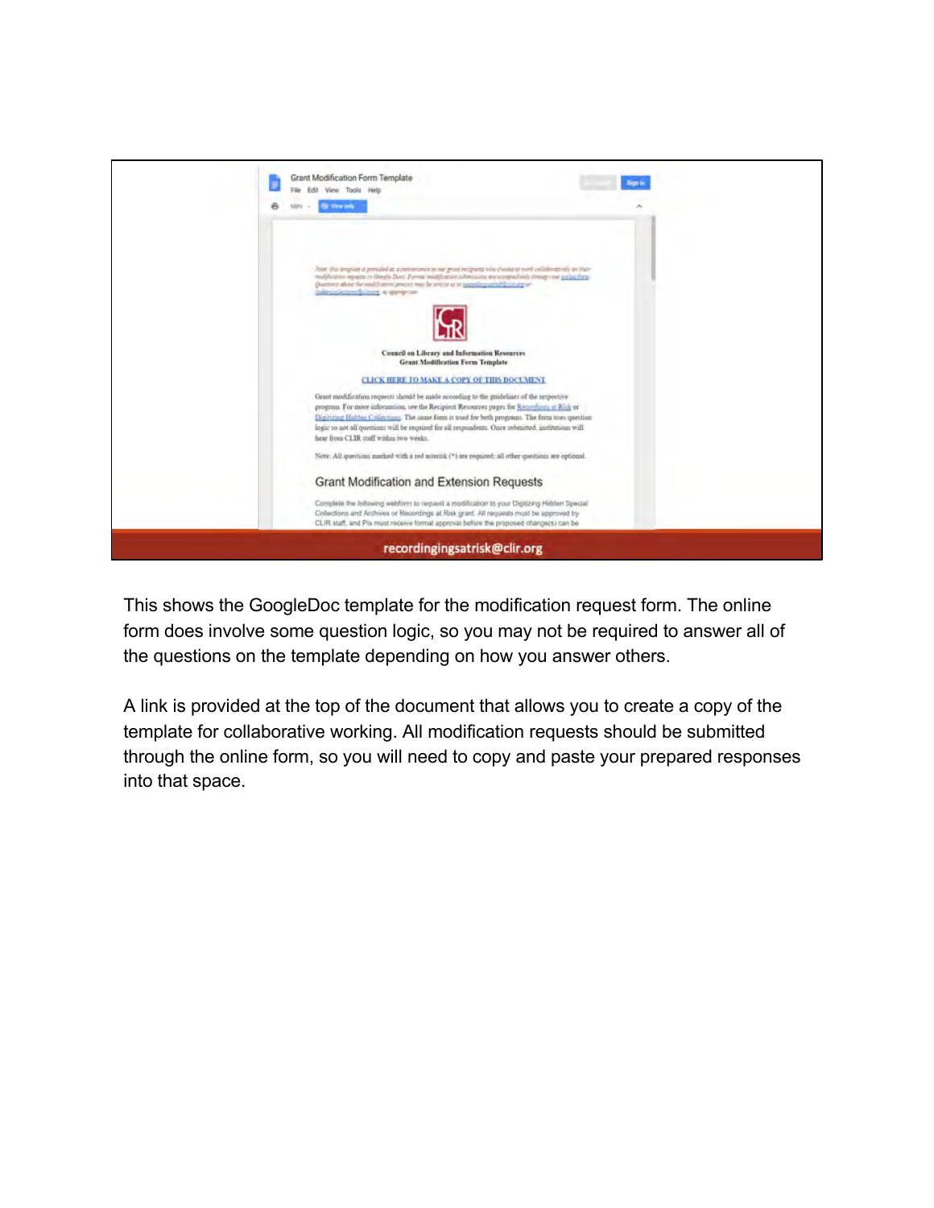This shows the GoogleDoc template for the modification request form. The online form does involve some question logic, so you may not be required to answer all of the questions on the template depending on how you answer others.

A link is provided at the top of the document that allows you to create a copy of the template for collaborative working. All modification requests should be submitted through the online form, so you will need to copy and paste your prepared responses into that space.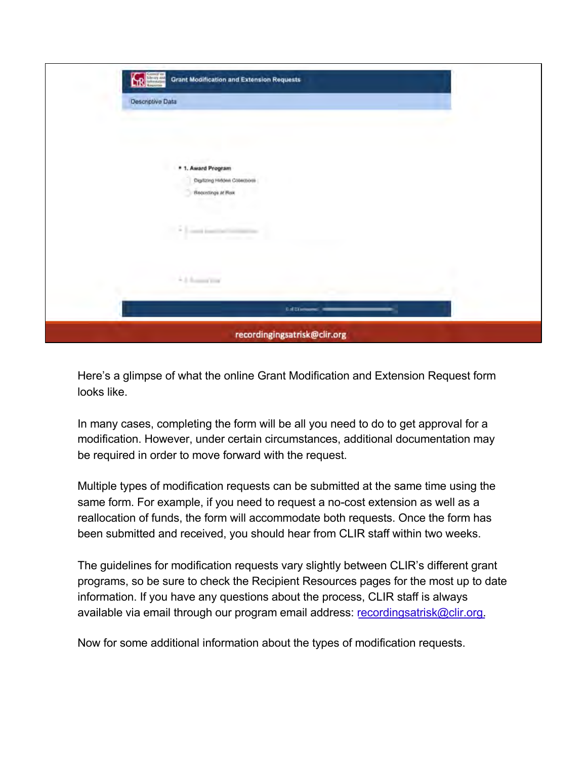Grant Modification and Extension Requests

Descriptive Data

* 1. Award Program

Digitizing Hidden Collections

Recordings at Risk

recordingingsatrisk@clir.org

Here's a glimpse of what the online Grant Modification and Extension Request form looks like.

In many cases, completing the form will be all you need to do to get approval for a modification. However, under certain circumstances, additional documentation may be required in order to move forward with the request.

Multiple types of modification requests can be submitted at the same time using the same form. For example, if you need to request a no-cost extension as well as a reallocation of funds, the form will accommodate both requests. Once the form has been submitted and received, you should hear from CLIR staff within two weeks.

The guidelines for modification requests vary slightly between CLIR's different grant programs, so be sure to check the Recipient Resources pages for the most up to date information. If you have any questions about the process, CLIR staff is always available via email through our program email address: recordingsatrisk@clir.org.

Now for some additional information about the types of modification requests.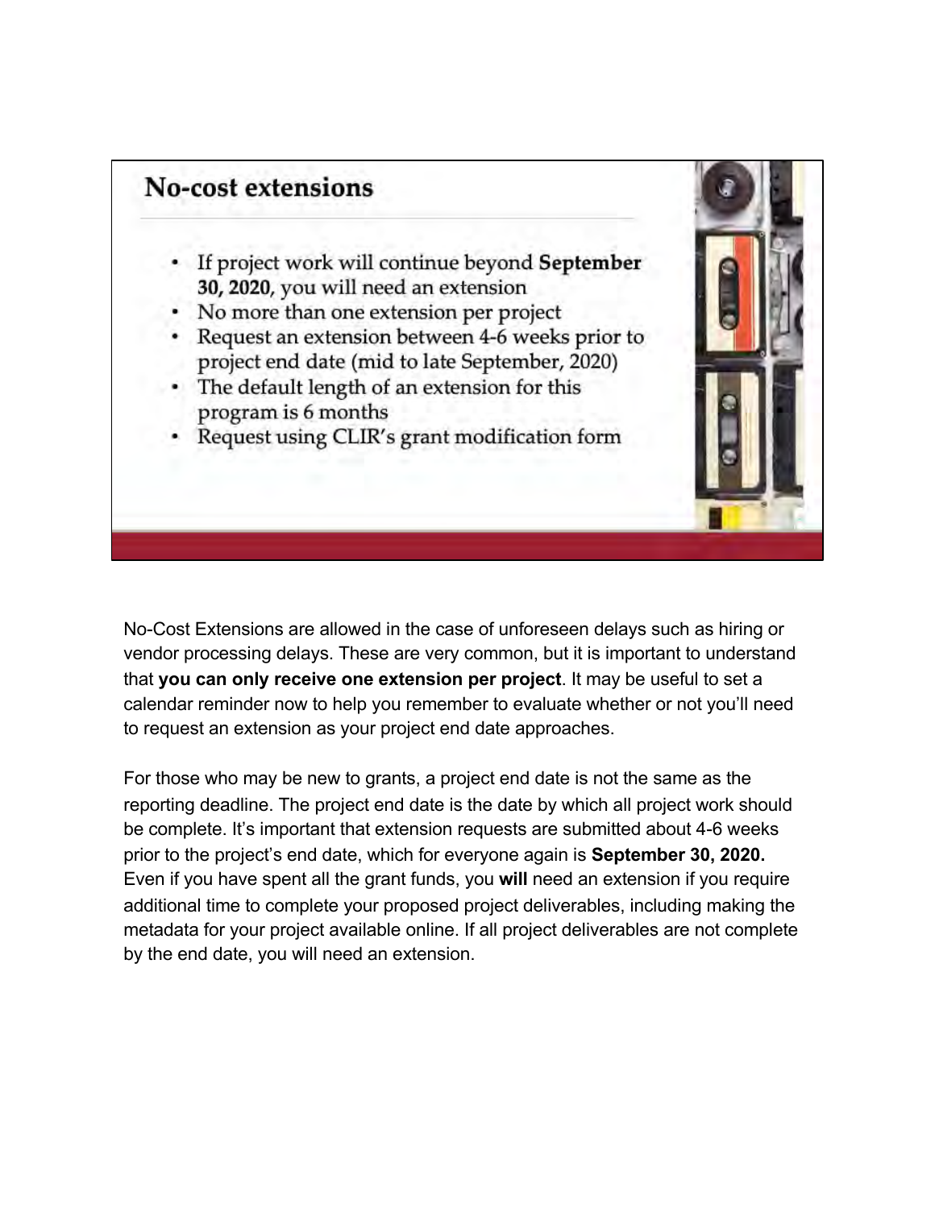## No-cost extensions

- If project work will continue beyond **September 30, 2020**, you will need an extension
- No more than one extension per project
- Request an extension between 4-6 weeks prior to project end date (mid to late September, 2020)
- The default length of an extension for this program is 6 months
- Request using CLIR's grant modification form

No-Cost Extensions are allowed in the case of unforeseen delays such as hiring or vendor processing delays. These are very common, but it is important to understand that **you can only receive one extension per project**. It may be useful to set a calendar reminder now to help you remember to evaluate whether or not you'll need to request an extension as your project end date approaches.

For those who may be new to grants, a project end date is not the same as the reporting deadline. The project end date is the date by which all project work should be complete. It's important that extension requests are submitted about 4-6 weeks prior to the project's end date, which for everyone again is **September 30, 2020.** Even if you have spent all the grant funds, you **will** need an extension if you require additional time to complete your proposed project deliverables, including making the metadata for your project available online. If all project deliverables are not complete by the end date, you will need an extension.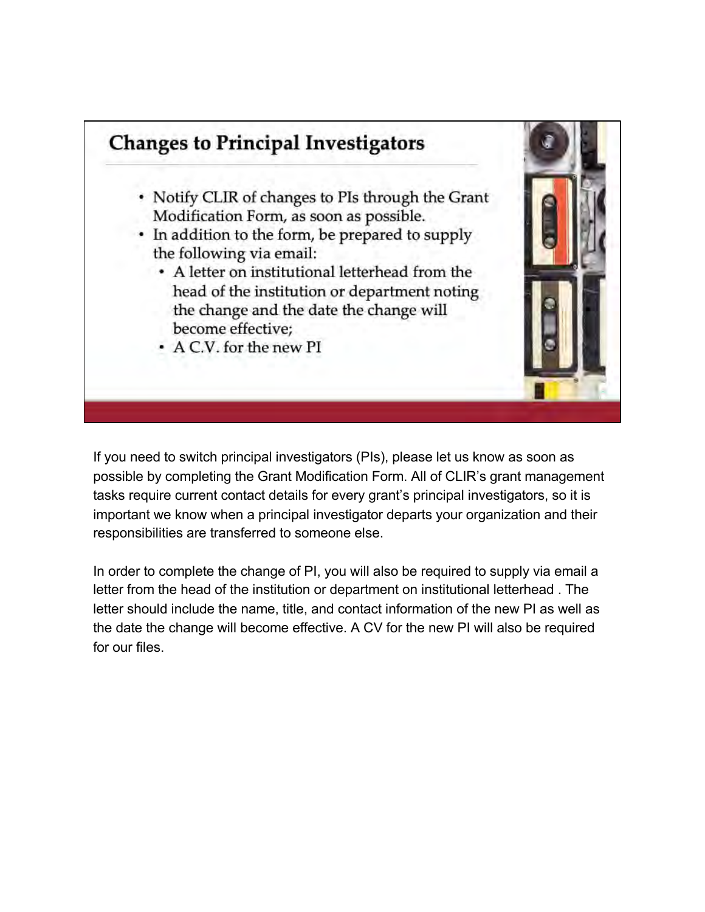## Changes to Principal Investigators

- Notify CLIR of changes to PIs through the Grant Modification Form, as soon as possible.
- In addition to the form, be prepared to supply the following via email:
  - A letter on institutional letterhead from the head of the institution or department noting the change and the date the change will become effective;
  - A C.V. for the new PI

If you need to switch principal investigators (PIs), please let us know as soon as possible by completing the Grant Modification Form. All of CLIR's grant management tasks require current contact details for every grant's principal investigators, so it is important we know when a principal investigator departs your organization and their responsibilities are transferred to someone else.

In order to complete the change of PI, you will also be required to supply via email a letter from the head of the institution or department on institutional letterhead . The letter should include the name, title, and contact information of the new PI as well as the date the change will become effective. A CV for the new PI will also be required for our files.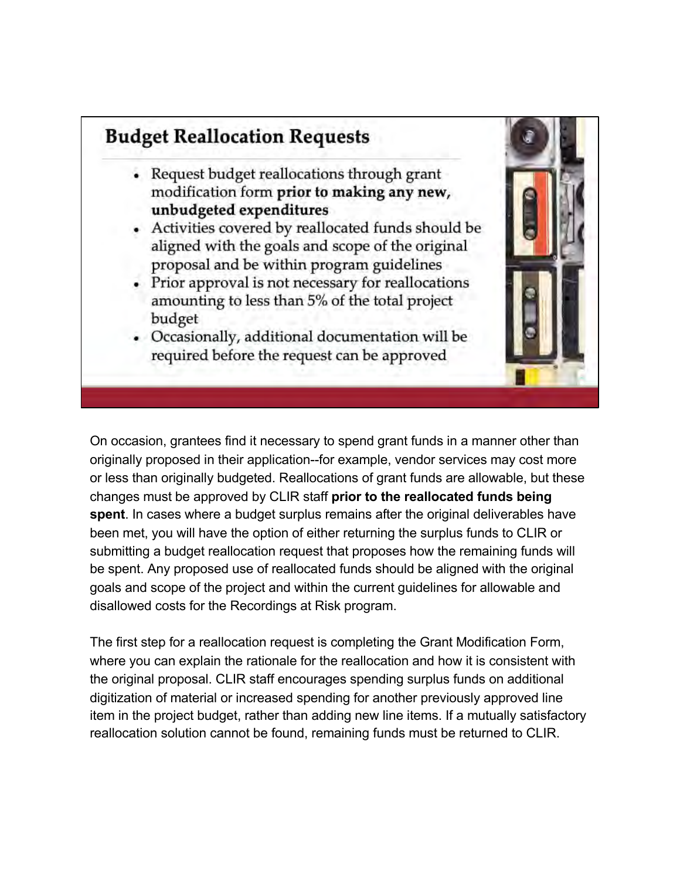## Budget Reallocation Requests

- Request budget reallocations through grant modification form **prior to making any new, unbudgeted expenditures**
- Activities covered by reallocated funds should be aligned with the goals and scope of the original proposal and be within program guidelines
- Prior approval is not necessary for reallocations amounting to less than 5% of the total project budget
- Occasionally, additional documentation will be required before the request can be approved

On occasion, grantees find it necessary to spend grant funds in a manner other than originally proposed in their application--for example, vendor services may cost more or less than originally budgeted. Reallocations of grant funds are allowable, but these changes must be approved by CLIR staff **prior to the reallocated funds being spent**. In cases where a budget surplus remains after the original deliverables have been met, you will have the option of either returning the surplus funds to CLIR or submitting a budget reallocation request that proposes how the remaining funds will be spent. Any proposed use of reallocated funds should be aligned with the original goals and scope of the project and within the current guidelines for allowable and disallowed costs for the Recordings at Risk program.

The first step for a reallocation request is completing the Grant Modification Form, where you can explain the rationale for the reallocation and how it is consistent with the original proposal. CLIR staff encourages spending surplus funds on additional digitization of material or increased spending for another previously approved line item in the project budget, rather than adding new line items. If a mutually satisfactory reallocation solution cannot be found, remaining funds must be returned to CLIR.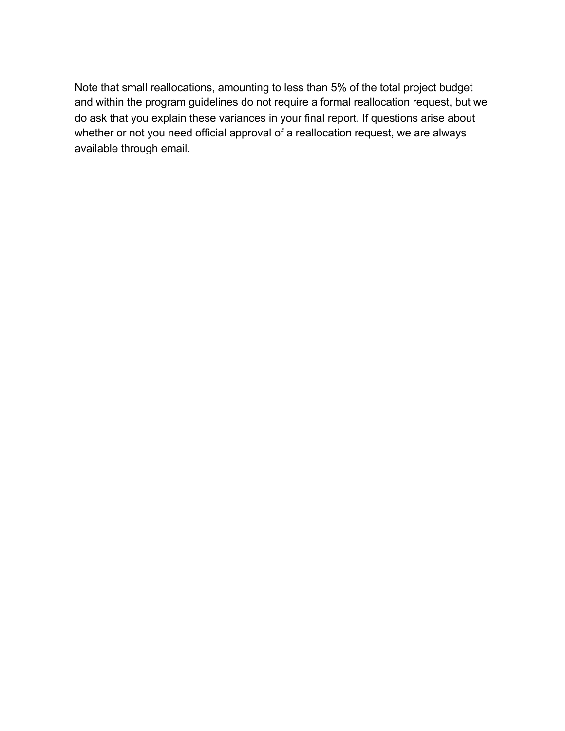Note that small reallocations, amounting to less than 5% of the total project budget and within the program guidelines do not require a formal reallocation request, but we do ask that you explain these variances in your final report. If questions arise about whether or not you need official approval of a reallocation request, we are always available through email.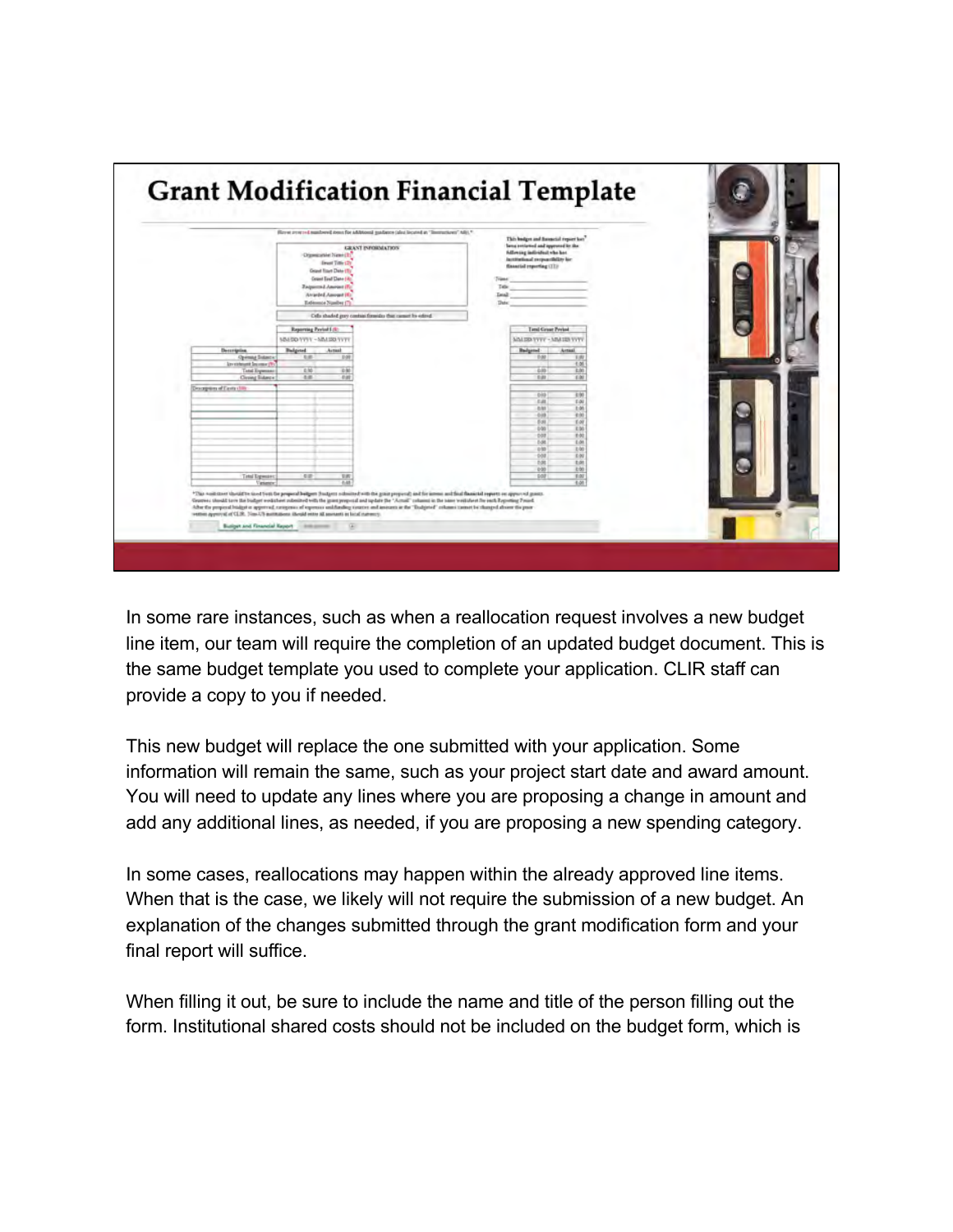# Grant Modification Financial Template

In some rare instances, such as when a reallocation request involves a new budget line item, our team will require the completion of an updated budget document. This is the same budget template you used to complete your application. CLIR staff can provide a copy to you if needed.

This new budget will replace the one submitted with your application. Some information will remain the same, such as your project start date and award amount. You will need to update any lines where you are proposing a change in amount and add any additional lines, as needed, if you are proposing a new spending category.

In some cases, reallocations may happen within the already approved line items. When that is the case, we likely will not require the submission of a new budget. An explanation of the changes submitted through the grant modification form and your final report will suffice.

When filling it out, be sure to include the name and title of the person filling out the form. Institutional shared costs should not be included on the budget form, which is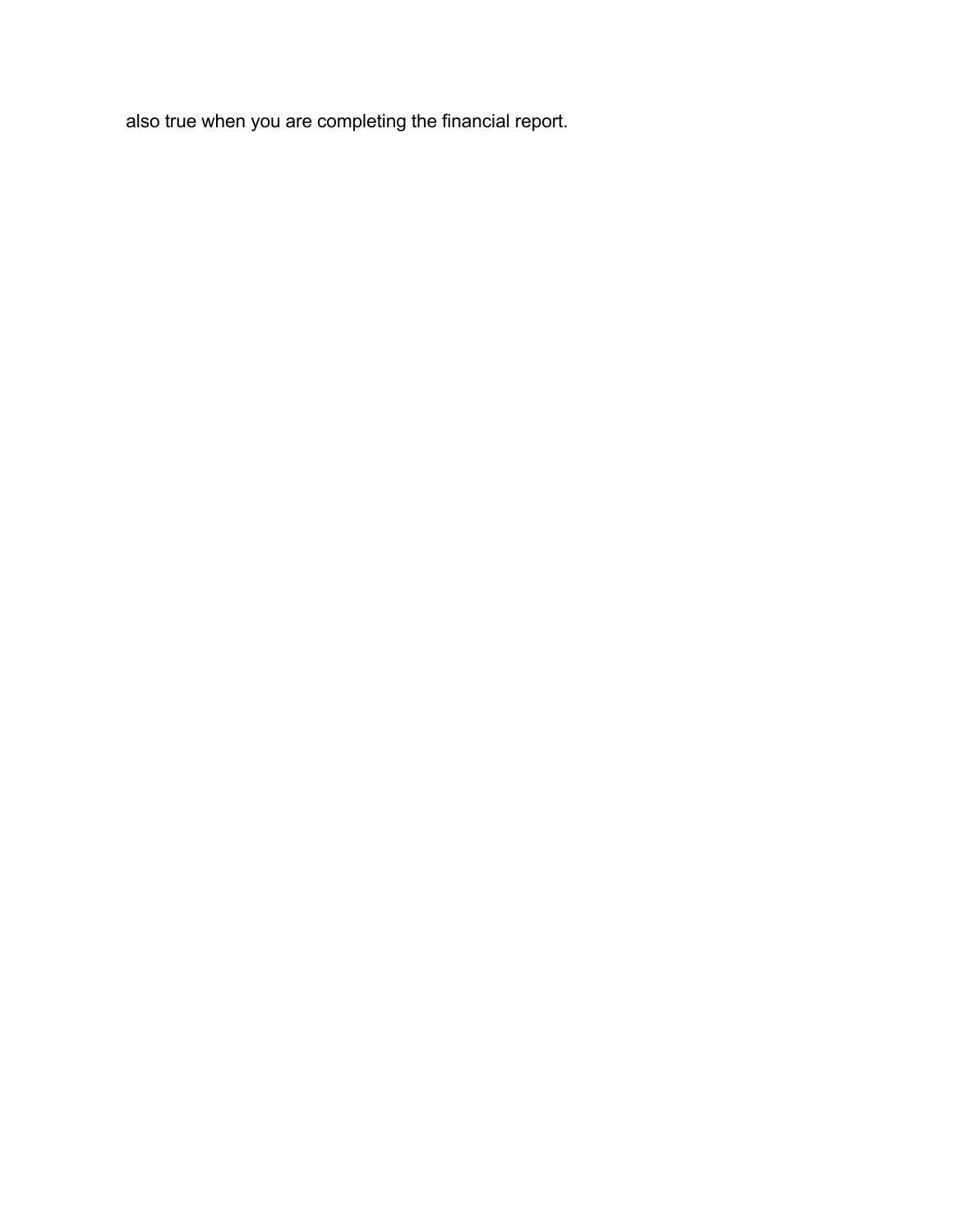also true when you are completing the financial report.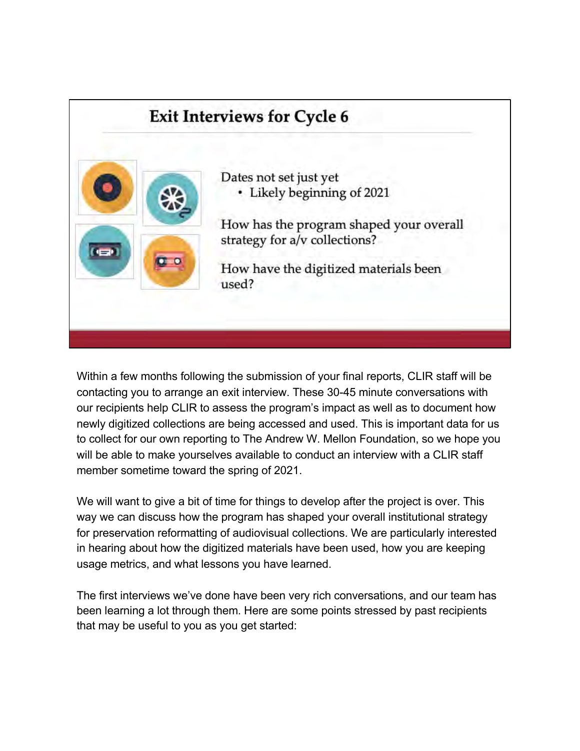## Exit Interviews for Cycle 6

Dates not set just yet

- Likely beginning of 2021

How has the program shaped your overall strategy for a/v collections?

How have the digitized materials been used?

Within a few months following the submission of your final reports, CLIR staff will be contacting you to arrange an exit interview. These 30-45 minute conversations with our recipients help CLIR to assess the program's impact as well as to document how newly digitized collections are being accessed and used. This is important data for us to collect for our own reporting to The Andrew W. Mellon Foundation, so we hope you will be able to make yourselves available to conduct an interview with a CLIR staff member sometime toward the spring of 2021.

We will want to give a bit of time for things to develop after the project is over. This way we can discuss how the program has shaped your overall institutional strategy for preservation reformatting of audiovisual collections. We are particularly interested in hearing about how the digitized materials have been used, how you are keeping usage metrics, and what lessons you have learned.

The first interviews we've done have been very rich conversations, and our team has been learning a lot through them. Here are some points stressed by past recipients that may be useful to you as you get started: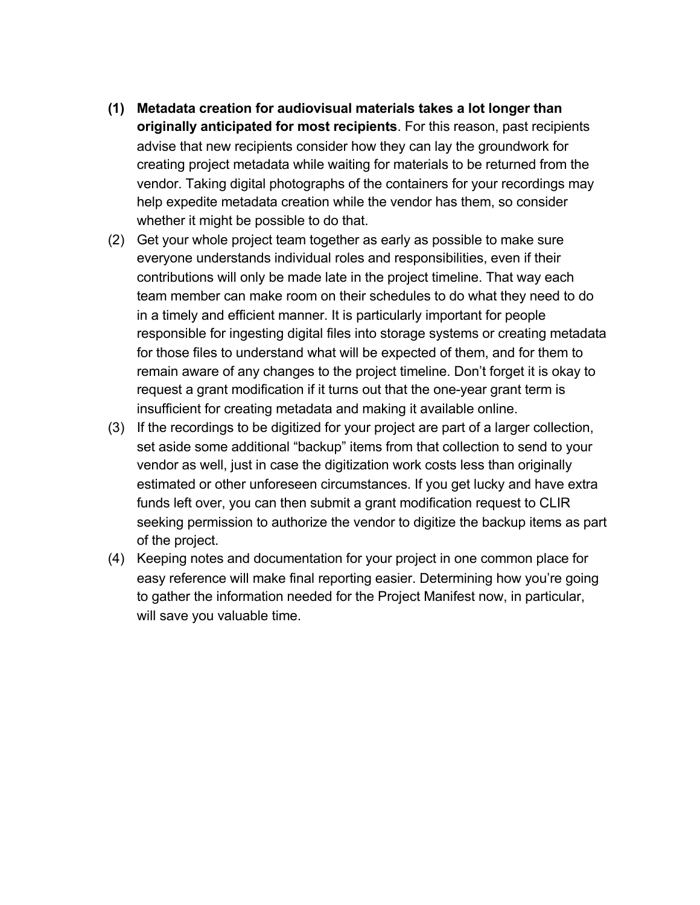1. **Metadata creation for audiovisual materials takes a lot longer than originally anticipated for most recipients**. For this reason, past recipients advise that new recipients consider how they can lay the groundwork for creating project metadata while waiting for materials to be returned from the vendor. Taking digital photographs of the containers for your recordings may help expedite metadata creation while the vendor has them, so consider whether it might be possible to do that.
2. Get your whole project team together as early as possible to make sure everyone understands individual roles and responsibilities, even if their contributions will only be made late in the project timeline. That way each team member can make room on their schedules to do what they need to do in a timely and efficient manner. It is particularly important for people responsible for ingesting digital files into storage systems or creating metadata for those files to understand what will be expected of them, and for them to remain aware of any changes to the project timeline. Don't forget it is okay to request a grant modification if it turns out that the one-year grant term is insufficient for creating metadata and making it available online.
3. If the recordings to be digitized for your project are part of a larger collection, set aside some additional "backup" items from that collection to send to your vendor as well, just in case the digitization work costs less than originally estimated or other unforeseen circumstances. If you get lucky and have extra funds left over, you can then submit a grant modification request to CLIR seeking permission to authorize the vendor to digitize the backup items as part of the project.
4. Keeping notes and documentation for your project in one common place for easy reference will make final reporting easier. Determining how you're going to gather the information needed for the Project Manifest now, in particular, will save you valuable time.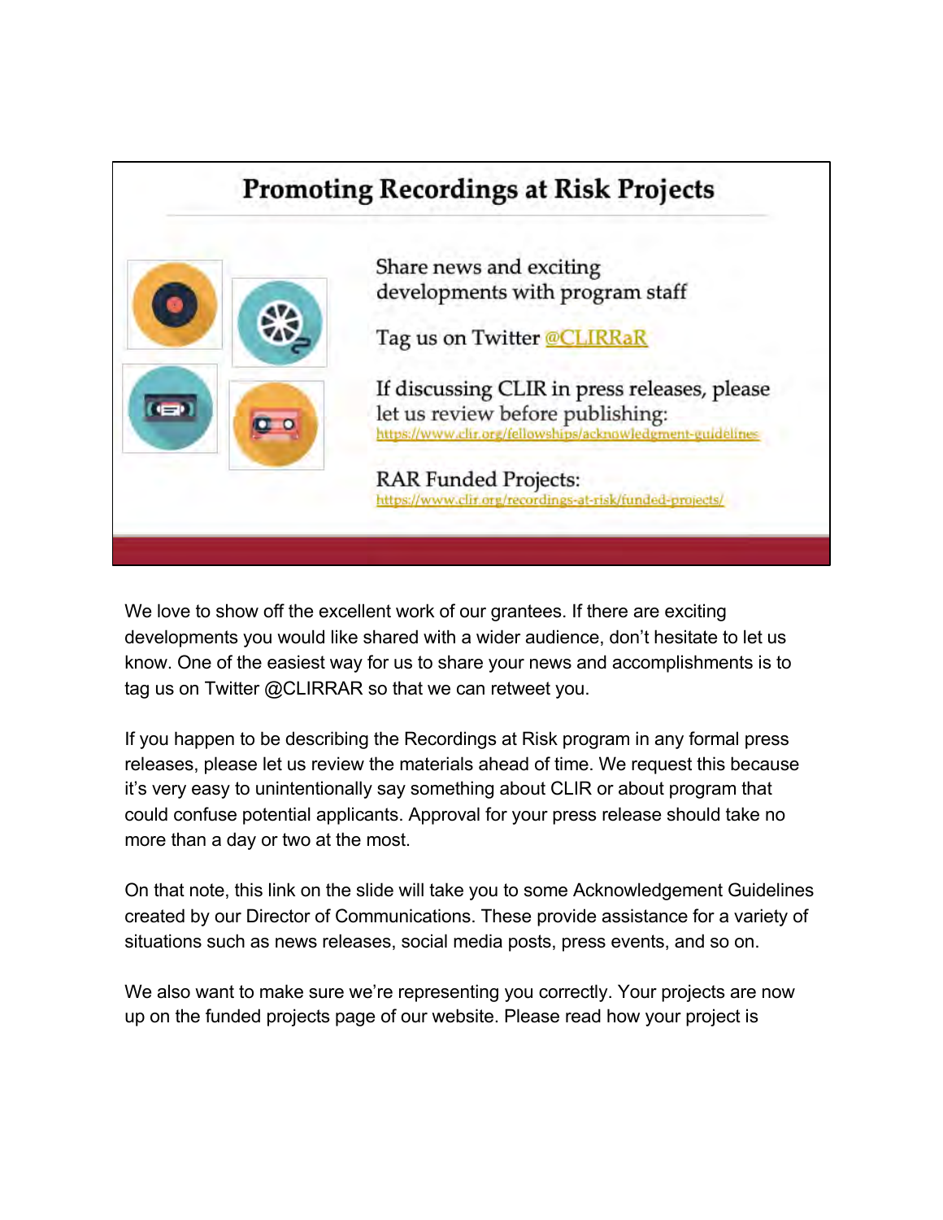## Promoting Recordings at Risk Projects

Share news and exciting developments with program staff

Tag us on Twitter @CLIRRaR

If discussing CLIR in press releases, please let us review before publishing: https://www.clir.org/fellowships/acknowledgment-guidelines

RAR Funded Projects: https://www.clir.org/recordings-at-risk/funded-projects/

We love to show off the excellent work of our grantees. If there are exciting developments you would like shared with a wider audience, don't hesitate to let us know. One of the easiest way for us to share your news and accomplishments is to tag us on Twitter @CLIRRAR so that we can retweet you.

If you happen to be describing the Recordings at Risk program in any formal press releases, please let us review the materials ahead of time. We request this because it's very easy to unintentionally say something about CLIR or about program that could confuse potential applicants. Approval for your press release should take no more than a day or two at the most.

On that note, this link on the slide will take you to some Acknowledgement Guidelines created by our Director of Communications. These provide assistance for a variety of situations such as news releases, social media posts, press events, and so on.

We also want to make sure we're representing you correctly. Your projects are now up on the funded projects page of our website. Please read how your project is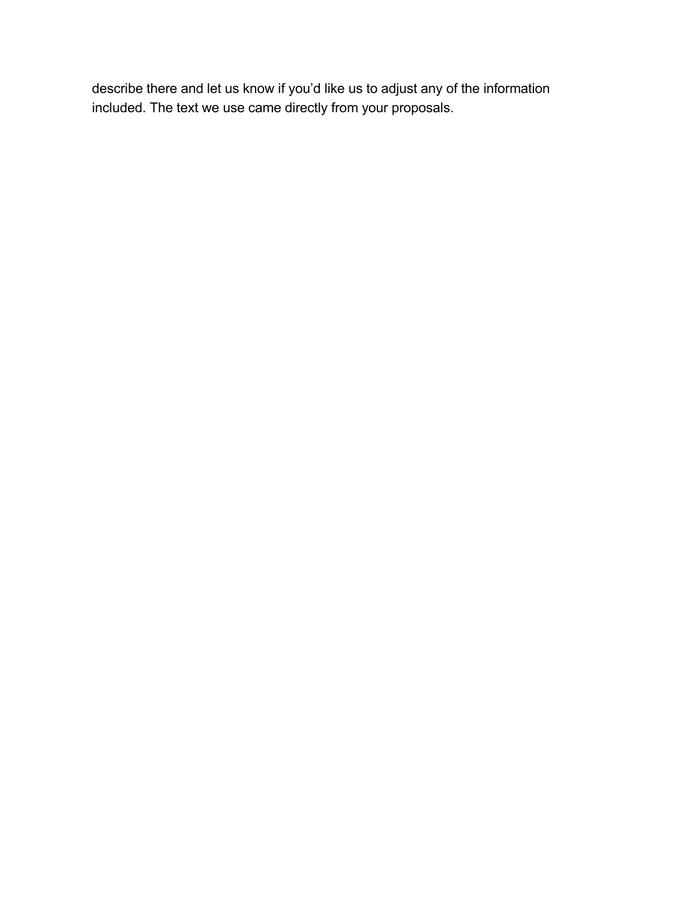describe there and let us know if you'd like us to adjust any of the information included. The text we use came directly from your proposals.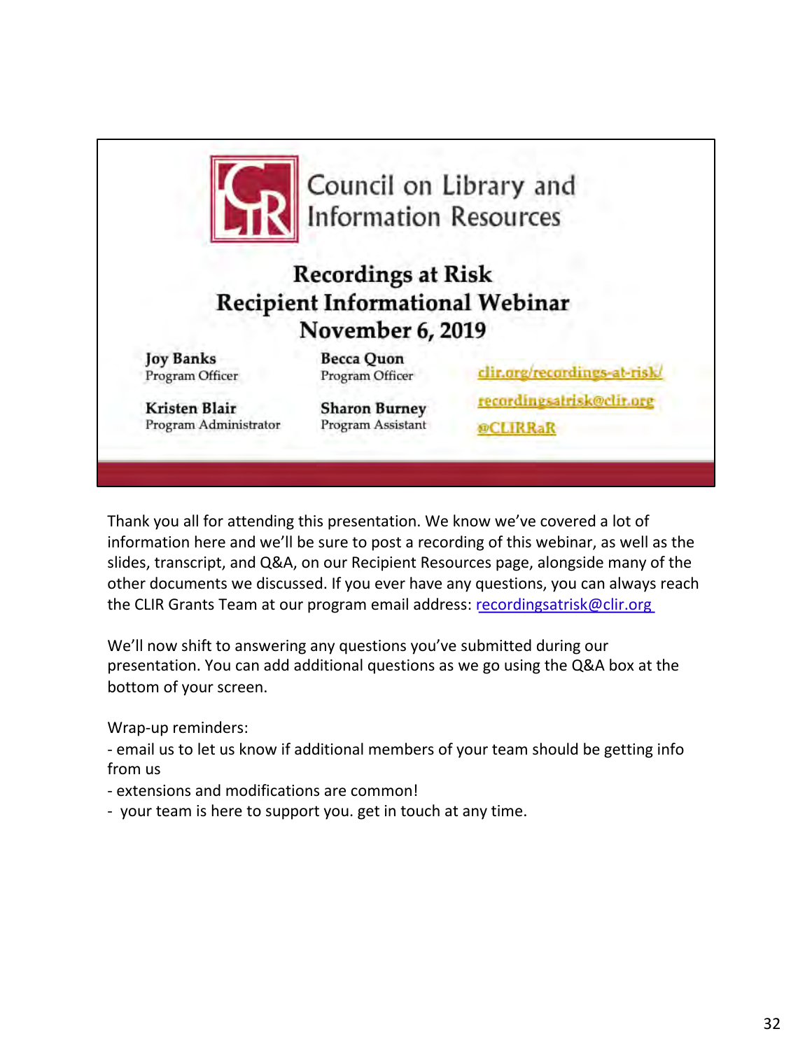Council on Library and Information Resources

## Recordings at Risk Recipient Informational Webinar November 6, 2019

**Joy Banks**
Program Officer

**Becca Quon**
Program Officer

**Kristen Blair**
Program Administrator

**Sharon Burney**
Program Assistant

clir.org/recordings-at-risk/
recordingsatrisk@clir.org
@CLIRRaR

Thank you all for attending this presentation. We know we've covered a lot of information here and we'll be sure to post a recording of this webinar, as well as the slides, transcript, and Q&A, on our Recipient Resources page, alongside many of the other documents we discussed. If you ever have any questions, you can always reach the CLIR Grants Team at our program email address: recordingsatrisk@clir.org

We'll now shift to answering any questions you've submitted during our presentation. You can add additional questions as we go using the Q&A box at the bottom of your screen.

Wrap-up reminders:
- email us to let us know if additional members of your team should be getting info from us
- extensions and modifications are common!
- your team is here to support you. get in touch at any time.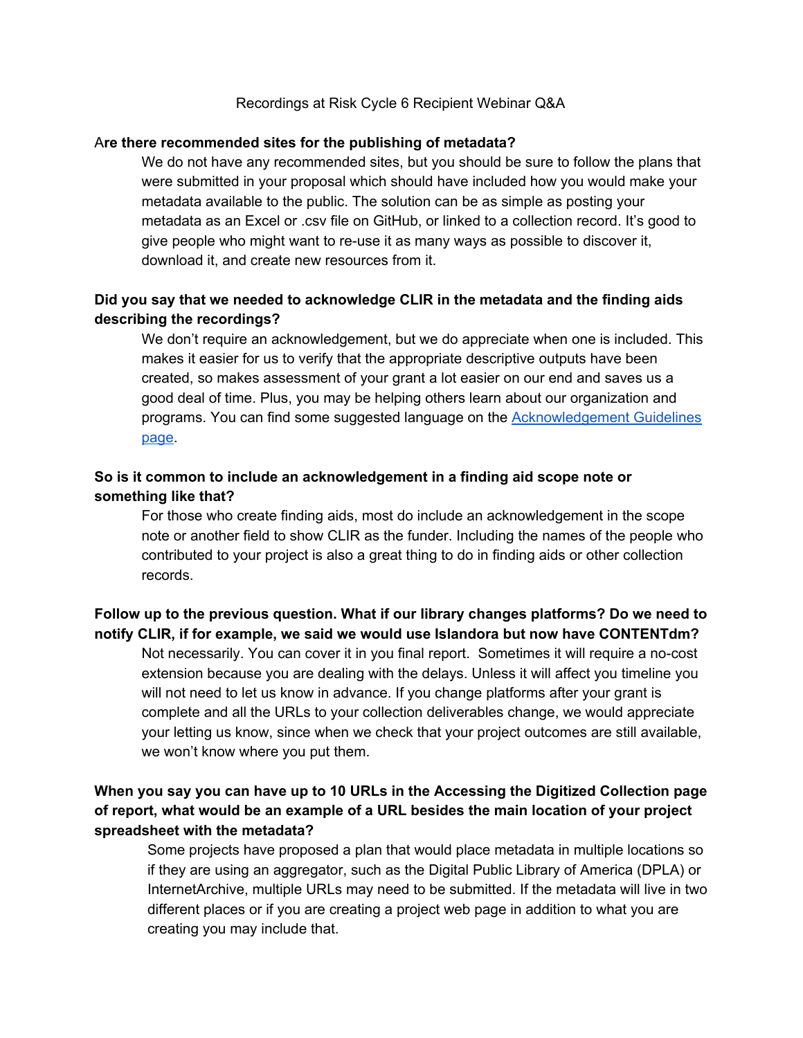Recordings at Risk Cycle 6 Recipient Webinar Q&A

**Are there recommended sites for the publishing of metadata?**

We do not have any recommended sites, but you should be sure to follow the plans that were submitted in your proposal which should have included how you would make your metadata available to the public. The solution can be as simple as posting your metadata as an Excel or .csv file on GitHub, or linked to a collection record. It's good to give people who might want to re-use it as many ways as possible to discover it, download it, and create new resources from it.

**Did you say that we needed to acknowledge CLIR in the metadata and the finding aids describing the recordings?**

We don't require an acknowledgement, but we do appreciate when one is included. This makes it easier for us to verify that the appropriate descriptive outputs have been created, so makes assessment of your grant a lot easier on our end and saves us a good deal of time. Plus, you may be helping others learn about our organization and programs. You can find some suggested language on the Acknowledgement Guidelines page.

**So is it common to include an acknowledgement in a finding aid scope note or something like that?**

For those who create finding aids, most do include an acknowledgement in the scope note or another field to show CLIR as the funder. Including the names of the people who contributed to your project is also a great thing to do in finding aids or other collection records.

**Follow up to the previous question. What if our library changes platforms? Do we need to notify CLIR, if for example, we said we would use Islandora but now have CONTENTdm?**

Not necessarily. You can cover it in you final report. Sometimes it will require a no-cost extension because you are dealing with the delays. Unless it will affect you timeline you will not need to let us know in advance. If you change platforms after your grant is complete and all the URLs to your collection deliverables change, we would appreciate your letting us know, since when we check that your project outcomes are still available, we won't know where you put them.

**When you say you can have up to 10 URLs in the Accessing the Digitized Collection page of report, what would be an example of a URL besides the main location of your project spreadsheet with the metadata?**

Some projects have proposed a plan that would place metadata in multiple locations so if they are using an aggregator, such as the Digital Public Library of America (DPLA) or InternetArchive, multiple URLs may need to be submitted. If the metadata will live in two different places or if you are creating a project web page in addition to what you are creating you may include that.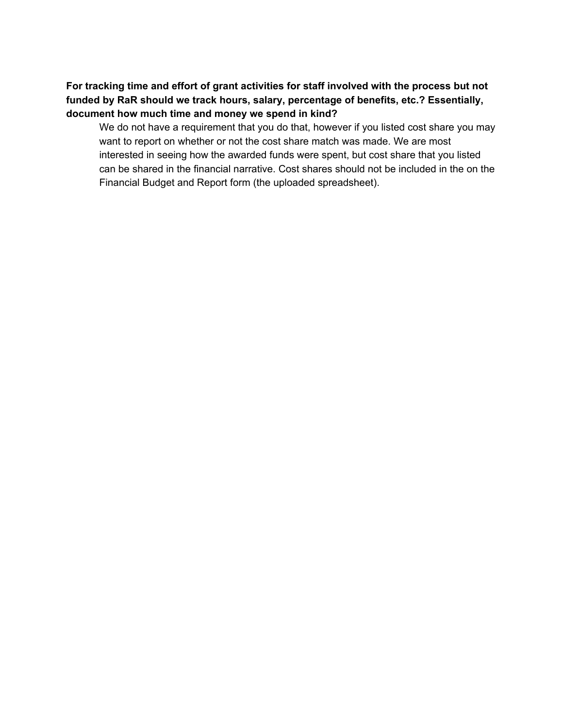**For tracking time and effort of grant activities for staff involved with the process but not funded by RaR should we track hours, salary, percentage of benefits, etc.? Essentially, document how much time and money we spend in kind?**

We do not have a requirement that you do that, however if you listed cost share you may want to report on whether or not the cost share match was made. We are most interested in seeing how the awarded funds were spent, but cost share that you listed can be shared in the financial narrative. Cost shares should not be included in the on the Financial Budget and Report form (the uploaded spreadsheet).